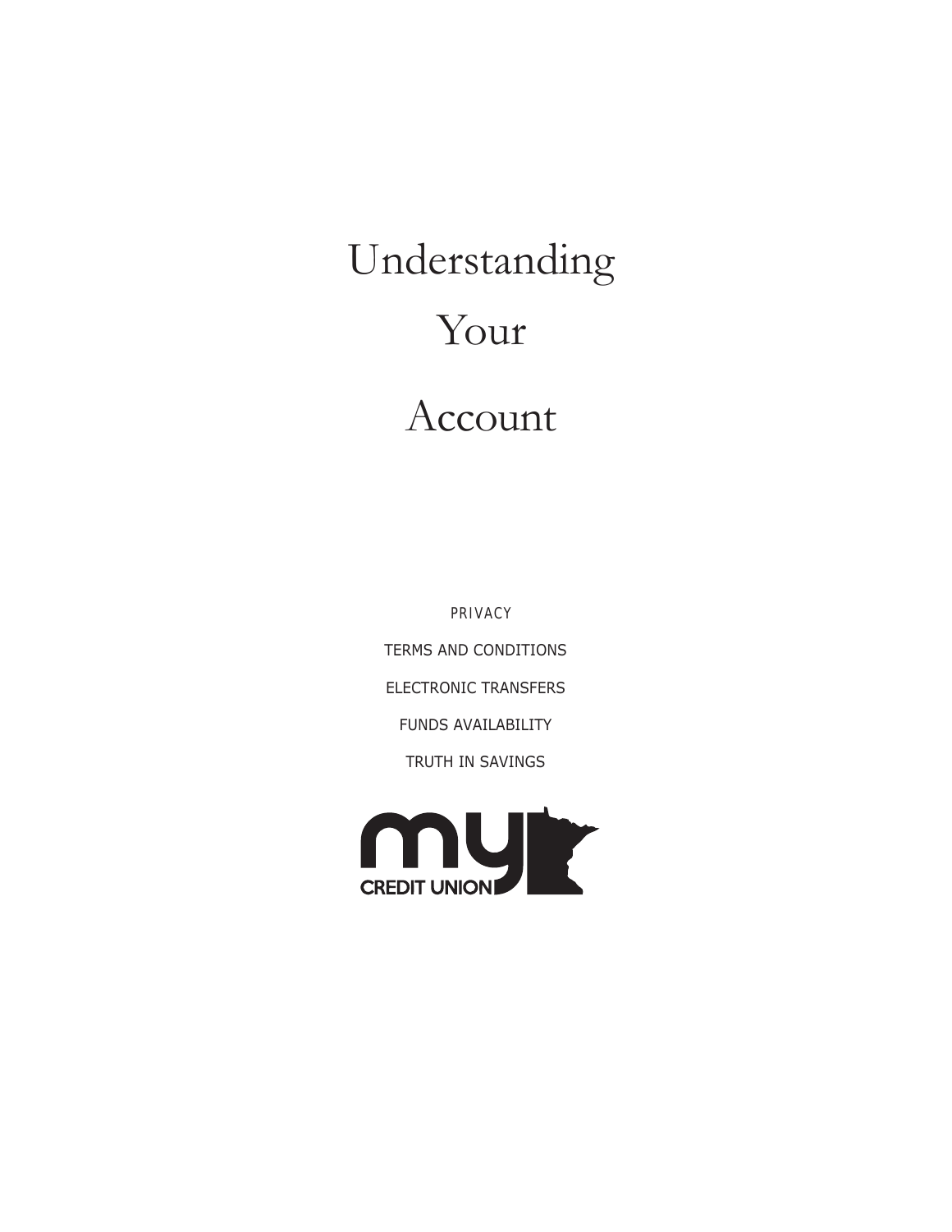# Understanding Your Account

PRIVACY

TERMS AND CONDITIONS

ELECTRONIC TRANSFERS

FUNDS AVAILABILITY

TRUTH IN SAVINGS

my CREDIT UNION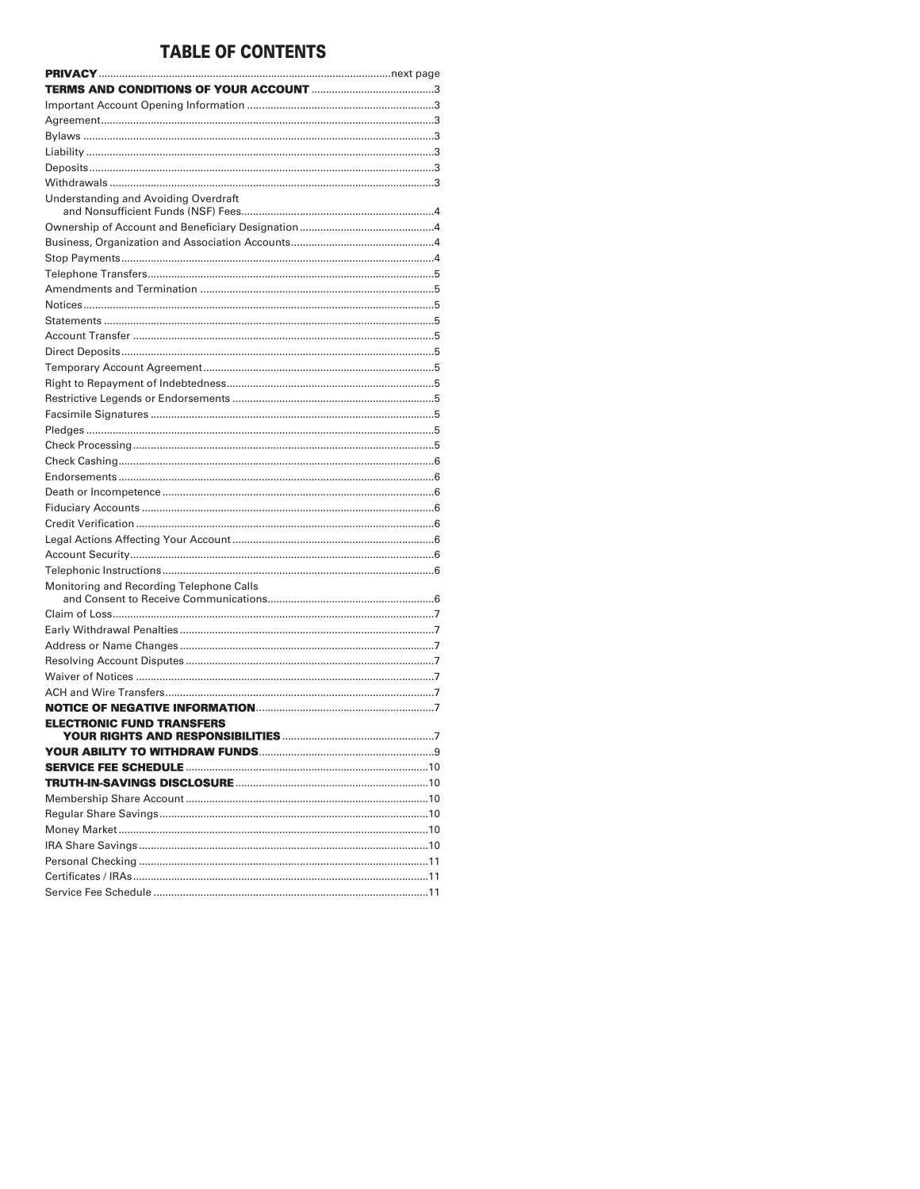# TABLE OF CONTENTS

**PRIVACY** ........................................................................................next page

**TERMS AND CONDITIONS OF YOUR ACCOUNT** ..........................................3

Important Account Opening Information ................................................................3

Agreement.................................................................................................................3

Bylaws .......................................................................................................................3

Liability ......................................................................................................................3

Deposits.....................................................................................................................3

Withdrawals ..............................................................................................................3

Understanding and Avoiding Overdraft and Nonsufficient Funds (NSF) Fees.................................................................4

Ownership of Account and Beneficiary Designation .............................................4

Business, Organization and Association Accounts.................................................4

Stop Payments..........................................................................................................4

Telephone Transfers..................................................................................................5

Amendments and Termination ................................................................................5

Notices.......................................................................................................................5

Statements ................................................................................................................5

Account Transfer ......................................................................................................5

Direct Deposits..........................................................................................................5

Temporary Account Agreement...............................................................................5

Right to Repayment of Indebtedness......................................................................5

Restrictive Legends or Endorsements ....................................................................5

Facsimile Signatures ................................................................................................5

Pledges ......................................................................................................................5

Check Processing.......................................................................................................5

Check Cashing...........................................................................................................6

Endorsements ...........................................................................................................6

Death or Incompetence .............................................................................................6

Fiduciary Accounts ...................................................................................................6

Credit Verification .....................................................................................................6

Legal Actions Affecting Your Account.....................................................................6

Account Security.......................................................................................................6

Telephonic Instructions.............................................................................................6

Monitoring and Recording Telephone Calls and Consent to Receive Communications.........................................................6

Claim of Loss.............................................................................................................7

Early Withdrawal Penalties.......................................................................................7

Address or Name Changes.......................................................................................7

Resolving Account Disputes ....................................................................................7

Waiver of Notices .....................................................................................................7

ACH and Wire Transfers............................................................................................7

**NOTICE OF NEGATIVE INFORMATION**.............................................................7

**ELECTRONIC FUND TRANSFERS YOUR RIGHTS AND RESPONSIBILITIES** ....................................................7

**YOUR ABILITY TO WITHDRAW FUNDS**............................................................9

**SERVICE FEE SCHEDULE** ..................................................................................10

**TRUTH-IN-SAVINGS DISCLOSURE**..................................................................10

Membership Share Account ..................................................................................10

Regular Share Savings............................................................................................10

Money Market .........................................................................................................10

IRA Share Savings ..................................................................................................10

Personal Checking ..................................................................................................11

Certificates / IRAs....................................................................................................11

Service Fee Schedule .............................................................................................11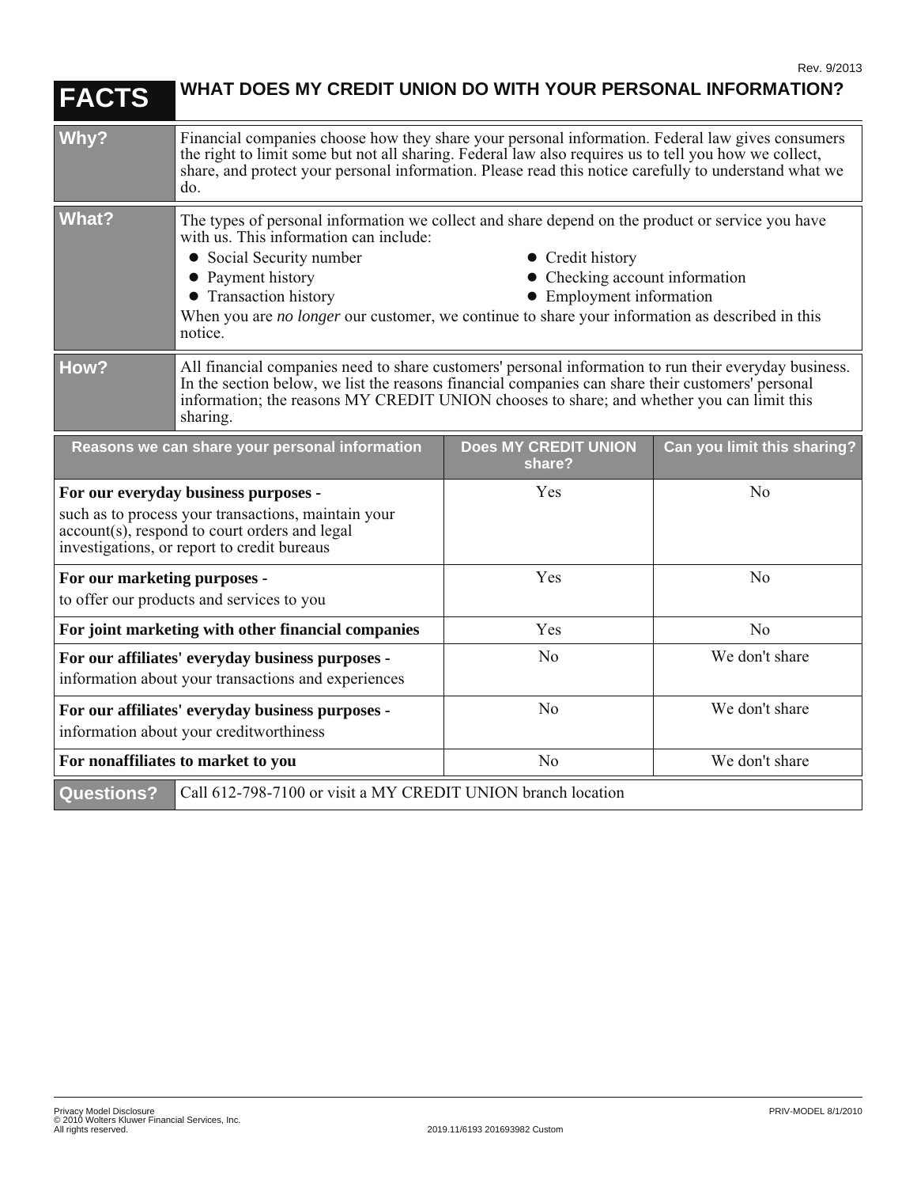Rev. 9/2013

# FACTS — WHAT DOES MY CREDIT UNION DO WITH YOUR PERSONAL INFORMATION?

| | |
|---|---|
| **Why?** | Financial companies choose how they share your personal information. Federal law gives consumers the right to limit some but not all sharing. Federal law also requires us to tell you how we collect, share, and protect your personal information. Please read this notice carefully to understand what we do. |
| **What?** | The types of personal information we collect and share depend on the product or service you have with us. This information can include:<br>• Social Security number<br>• Payment history<br>• Transaction history<br>• Credit history<br>• Checking account information<br>• Employment information<br>When you are *no longer* our customer, we continue to share your information as described in this notice. |
| **How?** | All financial companies need to share customers' personal information to run their everyday business. In the section below, we list the reasons financial companies can share their customers' personal information; the reasons MY CREDIT UNION chooses to share; and whether you can limit this sharing. |

| Reasons we can share your personal information | Does MY CREDIT UNION share? | Can you limit this sharing? |
|---|---|---|
| **For our everyday business purposes -** such as to process your transactions, maintain your account(s), respond to court orders and legal investigations, or report to credit bureaus | Yes | No |
| **For our marketing purposes -** to offer our products and services to you | Yes | No |
| **For joint marketing with other financial companies** | Yes | No |
| **For our affiliates' everyday business purposes -** information about your transactions and experiences | No | We don't share |
| **For our affiliates' everyday business purposes -** information about your creditworthiness | No | We don't share |
| **For nonaffiliates to market to you** | No | We don't share |

| | |
|---|---|
| **Questions?** | Call 612-798-7100 or visit a MY CREDIT UNION branch location |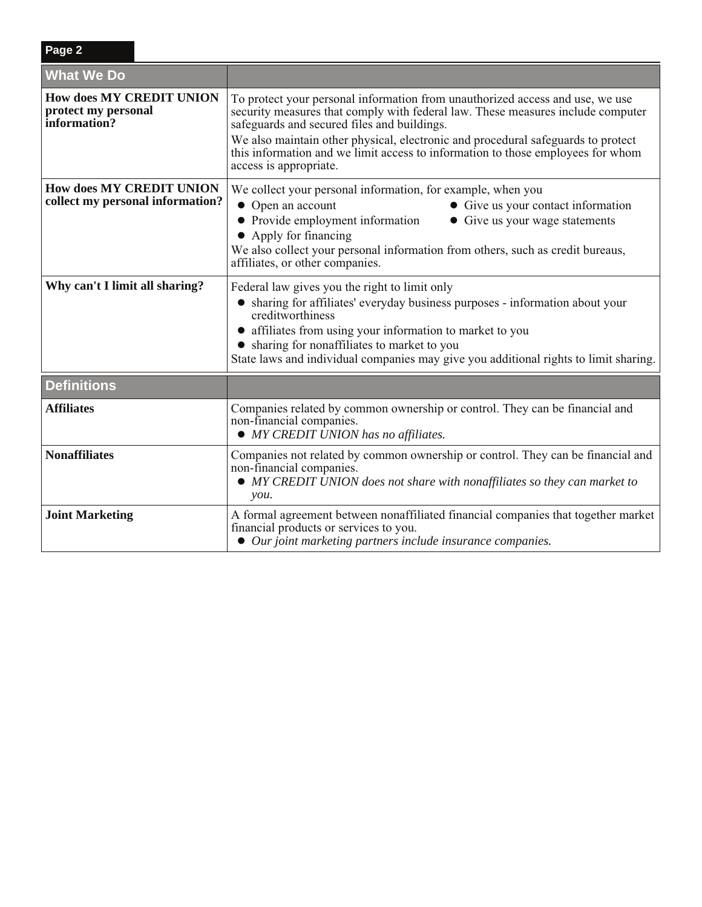| What We Do | |
|---|---|
| **How does MY CREDIT UNION protect my personal information?** | To protect your personal information from unauthorized access and use, we use security measures that comply with federal law. These measures include computer safeguards and secured files and buildings.<br>We also maintain other physical, electronic and procedural safeguards to protect this information and we limit access to information to those employees for whom access is appropriate. |
| **How does MY CREDIT UNION collect my personal information?** | We collect your personal information, for example, when you<br>• Open an account<br>• Give us your contact information<br>• Provide employment information<br>• Give us your wage statements<br>• Apply for financing<br>We also collect your personal information from others, such as credit bureaus, affiliates, or other companies. |
| **Why can't I limit all sharing?** | Federal law gives you the right to limit only<br>• sharing for affiliates' everyday business purposes - information about your creditworthiness<br>• affiliates from using your information to market to you<br>• sharing for nonaffiliates to market to you<br>State laws and individual companies may give you additional rights to limit sharing. |

| Definitions | |
|---|---|
| **Affiliates** | Companies related by common ownership or control. They can be financial and non-financial companies.<br>• *MY CREDIT UNION has no affiliates.* |
| **Nonaffiliates** | Companies not related by common ownership or control. They can be financial and non-financial companies.<br>• *MY CREDIT UNION does not share with nonaffiliates so they can market to you.* |
| **Joint Marketing** | A formal agreement between nonaffiliated financial companies that together market financial products or services to you.<br>• *Our joint marketing partners include insurance companies.* |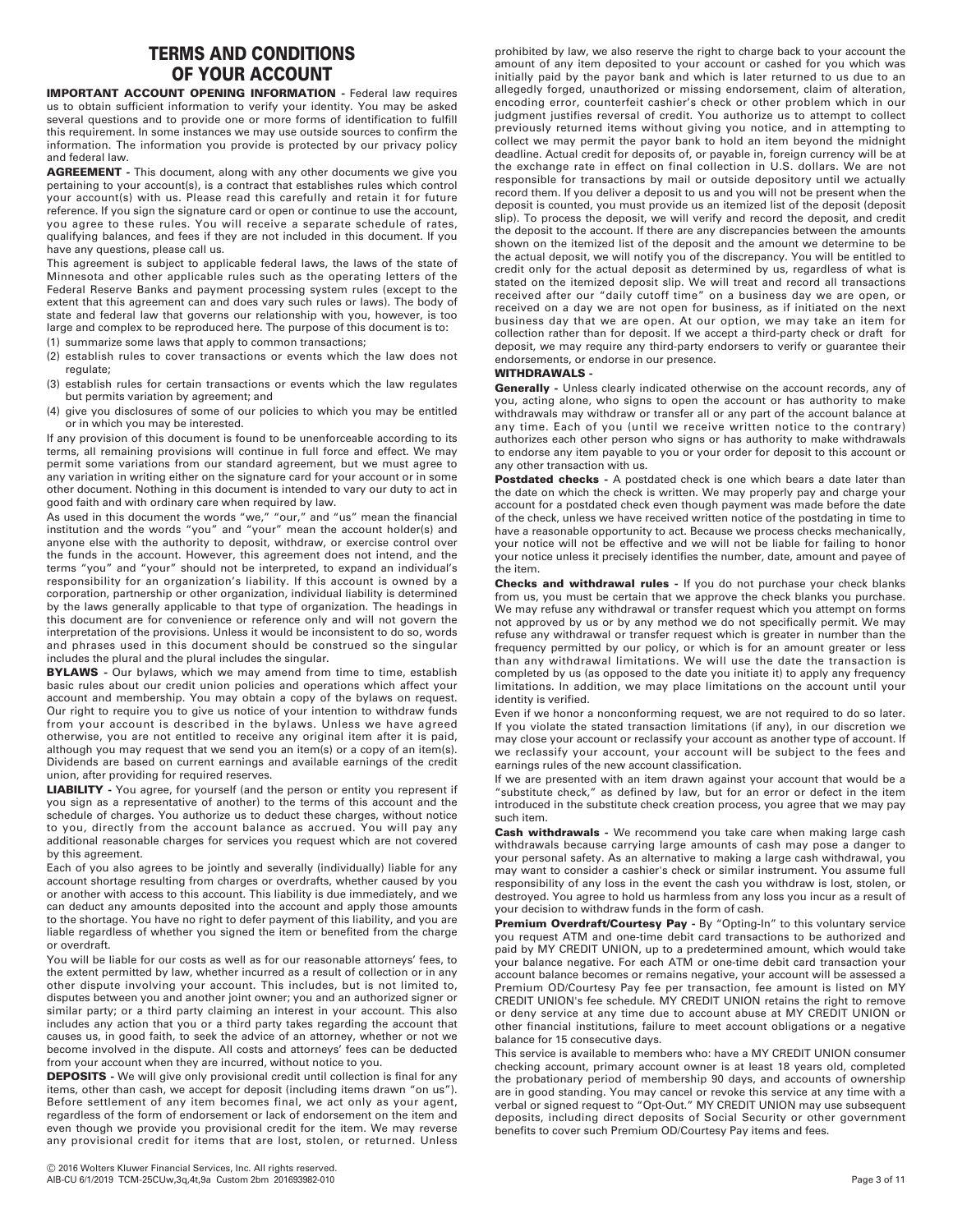# TERMS AND CONDITIONS OF YOUR ACCOUNT

**IMPORTANT ACCOUNT OPENING INFORMATION -** Federal law requires us to obtain sufficient information to verify your identity. You may be asked several questions and to provide one or more forms of identification to fulfill this requirement. In some instances we may use outside sources to confirm the information. The information you provide is protected by our privacy policy and federal law.

**AGREEMENT -** This document, along with any other documents we give you pertaining to your account(s), is a contract that establishes rules which control your account(s) with us. Please read this carefully and retain it for future reference. If you sign the signature card or open or continue to use the account, you agree to these rules. You will receive a separate schedule of rates, qualifying balances, and fees if they are not included in this document. If you have any questions, please call us.

This agreement is subject to applicable federal laws, the laws of the state of Minnesota and other applicable rules such as the operating letters of the Federal Reserve Banks and payment processing system rules (except to the extent that this agreement can and does vary such rules or laws). The body of state and federal law that governs our relationship with you, however, is too large and complex to be reproduced here. The purpose of this document is to:

(1) summarize some laws that apply to common transactions;
(2) establish rules to cover transactions or events which the law does not regulate;
(3) establish rules for certain transactions or events which the law regulates but permits variation by agreement; and
(4) give you disclosures of some of our policies to which you may be entitled or in which you may be interested.

If any provision of this document is found to be unenforceable according to its terms, all remaining provisions will continue in full force and effect. We may permit some variations from our standard agreement, but we must agree to any variation in writing either on the signature card for your account or in some other document. Nothing in this document is intended to vary our duty to act in good faith and with ordinary care when required by law.

As used in this document the words "we," "our," and "us" mean the financial institution and the words "you" and "your" mean the account holder(s) and anyone else with the authority to deposit, withdraw, or exercise control over the funds in the account. However, this agreement does not intend, and the terms "you" and "your" should not be interpreted, to expand an individual's responsibility for an organization's liability. If this account is owned by a corporation, partnership or other organization, individual liability is determined by the laws generally applicable to that type of organization. The headings in this document are for convenience or reference only and will not govern the interpretation of the provisions. Unless it would be inconsistent to do so, words and phrases used in this document should be construed so the singular includes the plural and the plural includes the singular.

**BYLAWS -** Our bylaws, which we may amend from time to time, establish basic rules about our credit union policies and operations which affect your account and membership. You may obtain a copy of the bylaws on request. Our right to require you to give us notice of your intention to withdraw funds from your account is described in the bylaws. Unless we have agreed otherwise, you are not entitled to receive any original item after it is paid, although you may request that we send you an item(s) or a copy of an item(s). Dividends are based on current earnings and available earnings of the credit union, after providing for required reserves.

**LIABILITY -** You agree, for yourself (and the person or entity you represent if you sign as a representative of another) to the terms of this account and the schedule of charges. You authorize us to deduct these charges, without notice to you, directly from the account balance as accrued. You will pay any additional reasonable charges for services you request which are not covered by this agreement.

Each of you also agrees to be jointly and severally (individually) liable for any account shortage resulting from charges or overdrafts, whether caused by you or another with access to this account. This liability is due immediately, and we can deduct any amounts deposited into the account and apply those amounts to the shortage. You have no right to defer payment of this liability, and you are liable regardless of whether you signed the item or benefited from the charge or overdraft.

You will be liable for our costs as well as for our reasonable attorneys' fees, to the extent permitted by law, whether incurred as a result of collection or in any other dispute involving your account. This includes, but is not limited to, disputes between you and another joint owner; you and an authorized signer or similar party; or a third party claiming an interest in your account. This also includes any action that you or a third party takes regarding the account that causes us, in good faith, to seek the advice of an attorney, whether or not we become involved in the dispute. All costs and attorneys' fees can be deducted from your account when they are incurred, without notice to you.

**DEPOSITS -** We will give only provisional credit until collection is final for any items, other than cash, we accept for deposit (including items drawn "on us"). Before settlement of any item becomes final, we act only as your agent, regardless of the form of endorsement or lack of endorsement on the item and even though we provide you provisional credit for the item. We may reverse any provisional credit for items that are lost, stolen, or returned. Unless prohibited by law, we also reserve the right to charge back to your account the amount of any item deposited to your account or cashed for you which was initially paid by the payor bank and which is later returned to us due to an allegedly forged, unauthorized or missing endorsement, claim of alteration, encoding error, counterfeit cashier's check or other problem which in our judgment justifies reversal of credit. You authorize us to attempt to collect previously returned items without giving you notice, and in attempting to collect we may permit the payor bank to hold an item beyond the midnight deadline. Actual credit for deposits of, or payable in, foreign currency will be at the exchange rate in effect on final collection in U.S. dollars. We are not responsible for transactions by mail or outside depository until we actually record them. If you deliver a deposit to us and you will not be present when the deposit is counted, you must provide us an itemized list of the deposit (deposit slip). To process the deposit, we will verify and record the deposit, and credit the deposit to the account. If there are any discrepancies between the amounts shown on the itemized list of the deposit and the amount we determine to be the actual deposit, we will notify you of the discrepancy. You will be entitled to credit only for the actual deposit as determined by us, regardless of what is stated on the itemized deposit slip. We will treat and record all transactions received after our "daily cutoff time" on a business day we are open, or received on a day we are not open for business, as if initiated on the next business day that we are open. At our option, we may take an item for collection rather than for deposit. If we accept a third-party check or draft for deposit, we may require any third-party endorsers to verify or guarantee their endorsements, or endorse in our presence.

**WITHDRAWALS -**

**Generally -** Unless clearly indicated otherwise on the account records, any of you, acting alone, who signs to open the account or has authority to make withdrawals may withdraw or transfer all or any part of the account balance at any time. Each of you (until we receive written notice to the contrary) authorizes each other person who signs or has authority to make withdrawals to endorse any item payable to you or your order for deposit to this account or any other transaction with us.

**Postdated checks -** A postdated check is one which bears a date later than the date on which the check is written. We may properly pay and charge your account for a postdated check even though payment was made before the date of the check, unless we have received written notice of the postdating in time to have a reasonable opportunity to act. Because we process checks mechanically, your notice will not be effective and we will not be liable for failing to honor your notice unless it precisely identifies the number, date, amount and payee of the item.

**Checks and withdrawal rules -** If you do not purchase your check blanks from us, you must be certain that we approve the check blanks you purchase. We may refuse any withdrawal or transfer request which you attempt on forms not approved by us or by any method we do not specifically permit. We may refuse any withdrawal or transfer request which is greater in number than the frequency permitted by our policy, or which is for an amount greater or less than any withdrawal limitations. We will use the date the transaction is completed by us (as opposed to the date you initiate it) to apply any frequency limitations. In addition, we may place limitations on the account until your identity is verified.

Even if we honor a nonconforming request, we are not required to do so later. If you violate the stated transaction limitations (if any), in our discretion we may close your account or reclassify your account as another type of account. If we reclassify your account, your account will be subject to the fees and earnings rules of the new account classification.

If we are presented with an item drawn against your account that would be a "substitute check," as defined by law, but for an error or defect in the item introduced in the substitute check creation process, you agree that we may pay such item.

**Cash withdrawals -** We recommend you take care when making large cash withdrawals because carrying large amounts of cash may pose a danger to your personal safety. As an alternative to making a large cash withdrawal, you may want to consider a cashier's check or similar instrument. You assume full responsibility of any loss in the event the cash you withdraw is lost, stolen, or destroyed. You agree to hold us harmless from any loss you incur as a result of your decision to withdraw funds in the form of cash.

**Premium Overdraft/Courtesy Pay -** By "Opting-In" to this voluntary service you request ATM and one-time debit card transactions to be authorized and paid by MY CREDIT UNION, up to a predetermined amount, which would take your balance negative. For each ATM or one-time debit card transaction your account balance becomes or remains negative, your account will be assessed a Premium OD/Courtesy Pay fee per transaction, fee amount is listed on MY CREDIT UNION's fee schedule. MY CREDIT UNION retains the right to remove or deny service at any time due to account abuse at MY CREDIT UNION or other financial institutions, failure to meet account obligations or a negative balance for 15 consecutive days.

This service is available to members who: have a MY CREDIT UNION consumer checking account, primary account owner is at least 18 years old, completed the probationary period of membership 90 days, and accounts of ownership are in good standing. You may cancel or revoke this service at any time with a verbal or signed request to "Opt-Out." MY CREDIT UNION may use subsequent deposits, including direct deposits of Social Security or other government benefits to cover such Premium OD/Courtesy Pay items and fees.

© 2016 Wolters Kluwer Financial Services, Inc. All rights reserved.
AIB-CU 6/1/2019 TCM-25CUw,3q,4t,9a Custom 2bm 201693982-010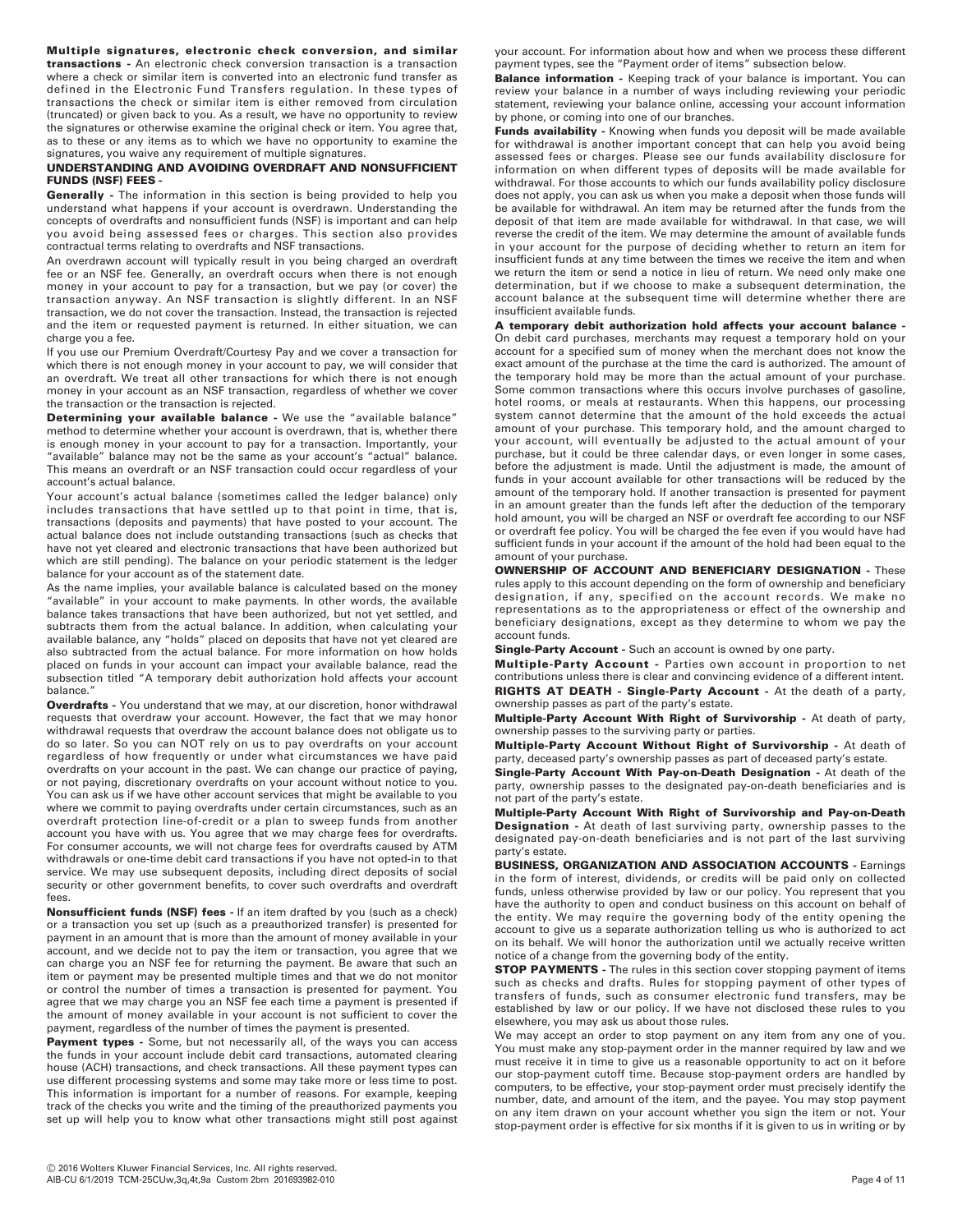**Multiple signatures, electronic check conversion, and similar transactions -** An electronic check conversion transaction is a transaction where a check or similar item is converted into an electronic fund transfer as defined in the Electronic Fund Transfers regulation. In these types of transactions the check or similar item is either removed from circulation (truncated) or given back to you. As a result, we have no opportunity to review the signatures or otherwise examine the original check or item. You agree that, as to these or any items as to which we have no opportunity to examine the signatures, you waive any requirement of multiple signatures.

**UNDERSTANDING AND AVOIDING OVERDRAFT AND NONSUFFICIENT FUNDS (NSF) FEES -**

**Generally -** The information in this section is being provided to help you understand what happens if your account is overdrawn. Understanding the concepts of overdrafts and nonsufficient funds (NSF) is important and can help you avoid being assessed fees or charges. This section also provides contractual terms relating to overdrafts and NSF transactions.

An overdrawn account will typically result in you being charged an overdraft fee or an NSF fee. Generally, an overdraft occurs when there is not enough money in your account to pay for a transaction, but we pay (or cover) the transaction anyway. An NSF transaction is slightly different. In an NSF transaction, we do not cover the transaction. Instead, the transaction is rejected and the item or requested payment is returned. In either situation, we can charge you a fee.

If you use our Premium Overdraft/Courtesy Pay and we cover a transaction for which there is not enough money in your account to pay, we will consider that an overdraft. We treat all other transactions for which there is not enough money in your account as an NSF transaction, regardless of whether we cover the transaction or the transaction is rejected.

**Determining your available balance -** We use the "available balance" method to determine whether your account is overdrawn, that is, whether there is enough money in your account to pay for a transaction. Importantly, your "available" balance may not be the same as your account's "actual" balance. This means an overdraft or an NSF transaction could occur regardless of your account's actual balance.

Your account's actual balance (sometimes called the ledger balance) only includes transactions that have settled up to that point in time, that is, transactions (deposits and payments) that have posted to your account. The actual balance does not include outstanding transactions (such as checks that have not yet cleared and electronic transactions that have been authorized but which are still pending). The balance on your periodic statement is the ledger balance for your account as of the statement date.

As the name implies, your available balance is calculated based on the money "available" in your account to make payments. In other words, the available balance takes transactions that have been authorized, but not yet settled, and subtracts them from the actual balance. In addition, when calculating your available balance, any "holds" placed on deposits that have not yet cleared are also subtracted from the actual balance. For more information on how holds placed on funds in your account can impact your available balance, read the subsection titled "A temporary debit authorization hold affects your account balance."

**Overdrafts -** You understand that we may, at our discretion, honor withdrawal requests that overdraw your account. However, the fact that we may honor withdrawal requests that overdraw the account balance does not obligate us to do so later. So you can NOT rely on us to pay overdrafts on your account regardless of how frequently or under what circumstances we have paid overdrafts on your account in the past. We can change our practice of paying, or not paying, discretionary overdrafts on your account without notice to you. You can ask us if we have other account services that might be available to you where we commit to paying overdrafts under certain circumstances, such as an overdraft protection line-of-credit or a plan to sweep funds from another account you have with us. You agree that we may charge fees for overdrafts. For consumer accounts, we will not charge fees for overdrafts caused by ATM withdrawals or one-time debit card transactions if you have not opted-in to that service. We may use subsequent deposits, including direct deposits of social security or other government benefits, to cover such overdrafts and overdraft fees.

**Nonsufficient funds (NSF) fees -** If an item drafted by you (such as a check) or a transaction you set up (such as a preauthorized transfer) is presented for payment in an amount that is more than the amount of money available in your account, and we decide not to pay the item or transaction, you agree that we can charge you an NSF fee for returning the payment. Be aware that such an item or payment may be presented multiple times and that we do not monitor or control the number of times a transaction is presented for payment. You agree that we may charge you an NSF fee each time a payment is presented if the amount of money available in your account is not sufficient to cover the payment, regardless of the number of times the payment is presented.

**Payment types -** Some, but not necessarily all, of the ways you can access the funds in your account include debit card transactions, automated clearing house (ACH) transactions, and check transactions. All these payment types can use different processing systems and some may take more or less time to post. This information is important for a number of reasons. For example, keeping track of the checks you write and the timing of the preauthorized payments you set up will help you to know what other transactions might still post against your account. For information about how and when we process these different payment types, see the "Payment order of items" subsection below.

**Balance information -** Keeping track of your balance is important. You can review your balance in a number of ways including reviewing your periodic statement, reviewing your balance online, accessing your account information by phone, or coming into one of our branches.

**Funds availability -** Knowing when funds you deposit will be made available for withdrawal is another important concept that can help you avoid being assessed fees or charges. Please see our funds availability disclosure for information on when different types of deposits will be made available for withdrawal. For those accounts to which our funds availability policy disclosure does not apply, you can ask us when you make a deposit when those funds will be available for withdrawal. An item may be returned after the funds from the deposit of that item are made available for withdrawal. In that case, we will reverse the credit of the item. We may determine the amount of available funds in your account for the purpose of deciding whether to return an item for insufficient funds at any time between the times we receive the item and when we return the item or send a notice in lieu of return. We need only make one determination, but if we choose to make a subsequent determination, the account balance at the subsequent time will determine whether there are insufficient available funds.

**A temporary debit authorization hold affects your account balance -** On debit card purchases, merchants may request a temporary hold on your account for a specified sum of money when the merchant does not know the exact amount of the purchase at the time the card is authorized. The amount of the temporary hold may be more than the actual amount of your purchase. Some common transactions where this occurs involve purchases of gasoline, hotel rooms, or meals at restaurants. When this happens, our processing system cannot determine that the amount of the hold exceeds the actual amount of your purchase. This temporary hold, and the amount charged to your account, will eventually be adjusted to the actual amount of your purchase, but it could be three calendar days, or even longer in some cases, before the adjustment is made. Until the adjustment is made, the amount of funds in your account available for other transactions will be reduced by the amount of the temporary hold. If another transaction is presented for payment in an amount greater than the funds left after the deduction of the temporary hold amount, you will be charged an NSF or overdraft fee according to our NSF or overdraft fee policy. You will be charged the fee even if you would have had sufficient funds in your account if the amount of the hold had been equal to the amount of your purchase.

**OWNERSHIP OF ACCOUNT AND BENEFICIARY DESIGNATION -** These rules apply to this account depending on the form of ownership and beneficiary designation, if any, specified on the account records. We make no representations as to the appropriateness or effect of the ownership and beneficiary designations, except as they determine to whom we pay the account funds.

**Single-Party Account -** Such an account is owned by one party.

**Multiple-Party Account -** Parties own account in proportion to net contributions unless there is clear and convincing evidence of a different intent.

**RIGHTS AT DEATH - Single-Party Account -** At the death of a party, ownership passes as part of the party's estate.

**Multiple-Party Account With Right of Survivorship -** At death of party, ownership passes to the surviving party or parties.

**Multiple-Party Account Without Right of Survivorship -** At death of party, deceased party's ownership passes as part of deceased party's estate.

**Single-Party Account With Pay-on-Death Designation -** At death of the party, ownership passes to the designated pay-on-death beneficiaries and is not part of the party's estate.

**Multiple-Party Account With Right of Survivorship and Pay-on-Death Designation -** At death of last surviving party, ownership passes to the designated pay-on-death beneficiaries and is not part of the last surviving party's estate.

**BUSINESS, ORGANIZATION AND ASSOCIATION ACCOUNTS -** Earnings in the form of interest, dividends, or credits will be paid only on collected funds, unless otherwise provided by law or our policy. You represent that you have the authority to open and conduct business on this account on behalf of the entity. We may require the governing body of the entity opening the account to give us a separate authorization telling us who is authorized to act on its behalf. We will honor the authorization until we actually receive written notice of a change from the governing body of the entity.

**STOP PAYMENTS -** The rules in this section cover stopping payment of items such as checks and drafts. Rules for stopping payment of other types of transfers of funds, such as consumer electronic fund transfers, may be established by law or our policy. If we have not disclosed these rules to you elsewhere, you may ask us about those rules.

We may accept an order to stop payment on any item from any one of you. You must make any stop-payment order in the manner required by law and we must receive it in time to give us a reasonable opportunity to act on it before our stop-payment cutoff time. Because stop-payment orders are handled by computers, to be effective, your stop-payment order must precisely identify the number, date, and amount of the item, and the payee. You may stop payment on any item drawn on your account whether you sign the item or not. Your stop-payment order is effective for six months if it is given to us in writing or by

© 2016 Wolters Kluwer Financial Services, Inc. All rights reserved.
AIB-CU 6/1/2019 TCM-25CUw,3q,4t,9a Custom 2bm 201693982-010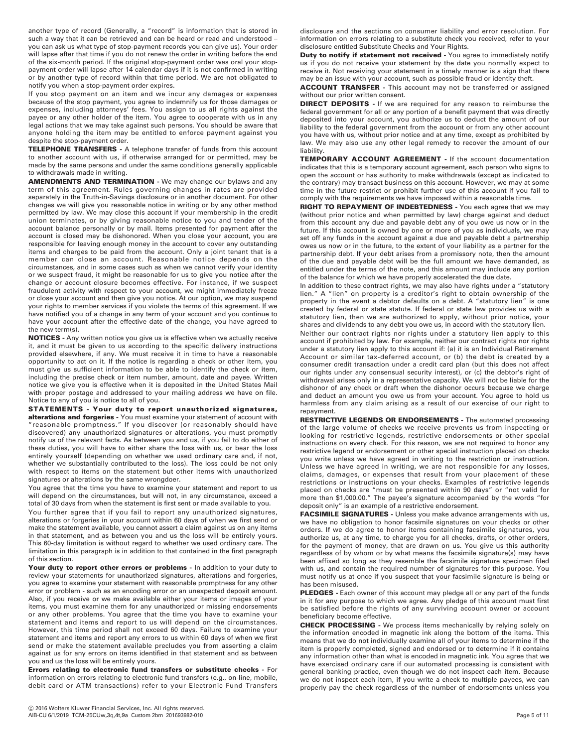another type of record (Generally, a "record" is information that is stored in such a way that it can be retrieved and can be heard or read and understood – you can ask us what type of stop-payment records you can give us). Your order will lapse after that time if you do not renew the order in writing before the end of the six-month period. If the original stop-payment order was oral your stop-payment order will lapse after 14 calendar days if it is not confirmed in writing or by another type of record within that time period. We are not obligated to notify you when a stop-payment order expires.

If you stop payment on an item and we incur any damages or expenses because of the stop payment, you agree to indemnify us for those damages or expenses, including attorneys' fees. You assign to us all rights against the payee or any other holder of the item. You agree to cooperate with us in any legal actions that we may take against such persons. You should be aware that anyone holding the item may be entitled to enforce payment against you despite the stop-payment order.

**TELEPHONE TRANSFERS -** A telephone transfer of funds from this account to another account with us, if otherwise arranged for or permitted, may be made by the same persons and under the same conditions generally applicable to withdrawals made in writing.

**AMENDMENTS AND TERMINATION -** We may change our bylaws and any term of this agreement. Rules governing changes in rates are provided separately in the Truth-in-Savings disclosure or in another document. For other changes we will give you reasonable notice in writing or by any other method permitted by law. We may close this account if your membership in the credit union terminates, or by giving reasonable notice to you and tender of the account balance personally or by mail. Items presented for payment after the account is closed may be dishonored. When you close your account, you are responsible for leaving enough money in the account to cover any outstanding items and charges to be paid from the account. Only a joint tenant that is a member can close an account. Reasonable notice depends on the circumstances, and in some cases such as when we cannot verify your identity or we suspect fraud, it might be reasonable for us to give you notice after the change or account closure becomes effective. For instance, if we suspect fraudulent activity with respect to your account, we might immediately freeze or close your account and then give you notice. At our option, we may suspend your rights to member services if you violate the terms of this agreement. If we have notified you of a change in any term of your account and you continue to have your account after the effective date of the change, you have agreed to the new term(s).

**NOTICES -** Any written notice you give us is effective when we actually receive it, and it must be given to us according to the specific delivery instructions provided elsewhere, if any. We must receive it in time to have a reasonable opportunity to act on it. If the notice is regarding a check or other item, you must give us sufficient information to be able to identify the check or item, including the precise check or item number, amount, date and payee. Written notice we give you is effective when it is deposited in the United States Mail with proper postage and addressed to your mailing address we have on file. Notice to any of you is notice to all of you.

**STATEMENTS - Your duty to report unauthorized signatures, alterations and forgeries -** You must examine your statement of account with "reasonable promptness." If you discover (or reasonably should have discovered) any unauthorized signatures or alterations, you must promptly notify us of the relevant facts. As between you and us, if you fail to do either of these duties, you will have to either share the loss with us, or bear the loss entirely yourself (depending on whether we used ordinary care and, if not, whether we substantially contributed to the loss). The loss could be not only with respect to items on the statement but other items with unauthorized signatures or alterations by the same wrongdoer.

You agree that the time you have to examine your statement and report to us will depend on the circumstances, but will not, in any circumstance, exceed a total of 30 days from when the statement is first sent or made available to you.

You further agree that if you fail to report any unauthorized signatures, alterations or forgeries in your account within 60 days of when we first send or make the statement available, you cannot assert a claim against us on any items in that statement, and as between you and us the loss will be entirely yours. This 60-day limitation is without regard to whether we used ordinary care. The limitation in this paragraph is in addition to that contained in the first paragraph of this section.

**Your duty to report other errors or problems -** In addition to your duty to review your statements for unauthorized signatures, alterations and forgeries, you agree to examine your statement with reasonable promptness for any other error or problem - such as an encoding error or an unexpected deposit amount. Also, if you receive or we make available either your items or images of your items, you must examine them for any unauthorized or missing endorsements or any other problems. You agree that the time you have to examine your statement and items and report to us will depend on the circumstances. However, this time period shall not exceed 60 days. Failure to examine your statement and items and report any errors to us within 60 days of when we first send or make the statement available precludes you from asserting a claim against us for any errors on items identified in that statement and as between you and us the loss will be entirely yours.

**Errors relating to electronic fund transfers or substitute checks -** For information on errors relating to electronic fund transfers (e.g., on-line, mobile, debit card or ATM transactions) refer to your Electronic Fund Transfers disclosure and the sections on consumer liability and error resolution. For information on errors relating to a substitute check you received, refer to your disclosure entitled Substitute Checks and Your Rights.

**Duty to notify if statement not received -** You agree to immediately notify us if you do not receive your statement by the date you normally expect to receive it. Not receiving your statement in a timely manner is a sign that there may be an issue with your account, such as possible fraud or identity theft.

**ACCOUNT TRANSFER -** This account may not be transferred or assigned without our prior written consent.

**DIRECT DEPOSITS -** If we are required for any reason to reimburse the federal government for all or any portion of a benefit payment that was directly deposited into your account, you authorize us to deduct the amount of our liability to the federal government from the account or from any other account you have with us, without prior notice and at any time, except as prohibited by law. We may also use any other legal remedy to recover the amount of our liability.

**TEMPORARY ACCOUNT AGREEMENT -** If the account documentation indicates that this is a temporary account agreement, each person who signs to open the account or has authority to make withdrawals (except as indicated to the contrary) may transact business on this account. However, we may at some time in the future restrict or prohibit further use of this account if you fail to comply with the requirements we have imposed within a reasonable time.

**RIGHT TO REPAYMENT OF INDEBTEDNESS -** You each agree that we may (without prior notice and when permitted by law) charge against and deduct from this account any due and payable debt any of you owe us now or in the future. If this account is owned by one or more of you as individuals, we may set off any funds in the account against a due and payable debt a partnership owes us now or in the future, to the extent of your liability as a partner for the partnership debt. If your debt arises from a promissory note, then the amount of the due and payable debt will be the full amount we have demanded, as entitled under the terms of the note, and this amount may include any portion of the balance for which we have properly accelerated the due date.

In addition to these contract rights, we may also have rights under a "statutory lien." A "lien" on property is a creditor's right to obtain ownership of the property in the event a debtor defaults on a debt. A "statutory lien" is one created by federal or state statute. If federal or state law provides us with a statutory lien, then we are authorized to apply, without prior notice, your shares and dividends to any debt you owe us, in accord with the statutory lien.

Neither our contract rights nor rights under a statutory lien apply to this account if prohibited by law. For example, neither our contract rights nor rights under a statutory lien apply to this account if: (a) it is an Individual Retirement Account or similar tax-deferred account, or (b) the debt is created by a consumer credit transaction under a credit card plan (but this does not affect our rights under any consensual security interest), or (c) the debtor's right of withdrawal arises only in a representative capacity. We will not be liable for the dishonor of any check or draft when the dishonor occurs because we charge and deduct an amount you owe us from your account. You agree to hold us harmless from any claim arising as a result of our exercise of our right to repayment.

**RESTRICTIVE LEGENDS OR ENDORSEMENTS -** The automated processing of the large volume of checks we receive prevents us from inspecting or looking for restrictive legends, restrictive endorsements or other special instructions on every check. For this reason, we are not required to honor any restrictive legend or endorsement or other special instruction placed on checks you write unless we have agreed in writing to the restriction or instruction. Unless we have agreed in writing, we are not responsible for any losses, claims, damages, or expenses that result from your placement of these restrictions or instructions on your checks. Examples of restrictive legends placed on checks are "must be presented within 90 days" or "not valid for more than $1,000.00." The payee's signature accompanied by the words "for deposit only" is an example of a restrictive endorsement.

**FACSIMILE SIGNATURES -** Unless you make advance arrangements with us, we have no obligation to honor facsimile signatures on your checks or other orders. If we do agree to honor items containing facsimile signatures, you authorize us, at any time, to charge you for all checks, drafts, or other orders, for the payment of money, that are drawn on us. You give us this authority regardless of by whom or by what means the facsimile signature(s) may have been affixed so long as they resemble the facsimile signature specimen filed with us, and contain the required number of signatures for this purpose. You must notify us at once if you suspect that your facsimile signature is being or has been misused.

**PLEDGES -** Each owner of this account may pledge all or any part of the funds in it for any purpose to which we agree. Any pledge of this account must first be satisfied before the rights of any surviving account owner or account beneficiary become effective.

**CHECK PROCESSING -** We process items mechanically by relying solely on the information encoded in magnetic ink along the bottom of the items. This means that we do not individually examine all of your items to determine if the item is properly completed, signed and endorsed or to determine if it contains any information other than what is encoded in magnetic ink. You agree that we have exercised ordinary care if our automated processing is consistent with general banking practice, even though we do not inspect each item. Because we do not inspect each item, if you write a check to multiple payees, we can properly pay the check regardless of the number of endorsements unless you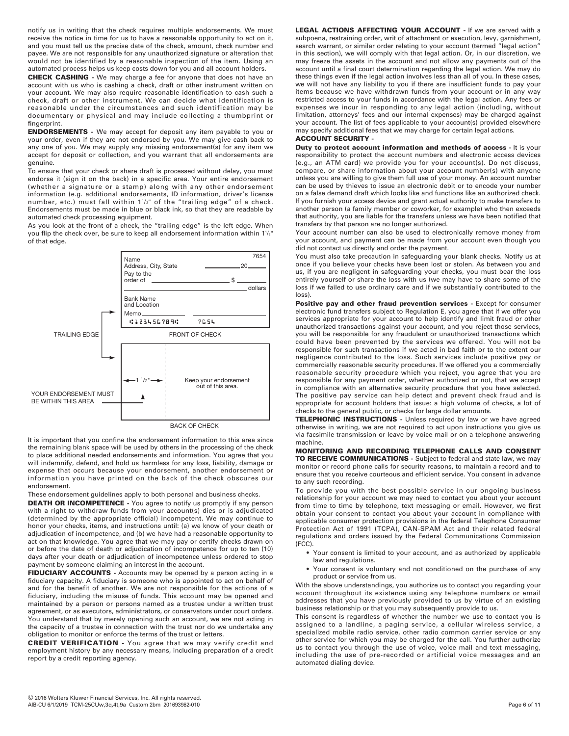notify us in writing that the check requires multiple endorsements. We must receive the notice in time for us to have a reasonable opportunity to act on it, and you must tell us the precise date of the check, amount, check number and payee. We are not responsible for any unauthorized signature or alteration that would not be identified by a reasonable inspection of the item. Using an automated process helps us keep costs down for you and all account holders.

**CHECK CASHING -** We may charge a fee for anyone that does not have an account with us who is cashing a check, draft or other instrument written on your account. We may also require reasonable identification to cash such a check, draft or other instrument. We can decide what identification is reasonable under the circumstances and such identification may be documentary or physical and may include collecting a thumbprint or fingerprint.

**ENDORSEMENTS -** We may accept for deposit any item payable to you or your order, even if they are not endorsed by you. We may give cash back to any one of you. We may supply any missing endorsement(s) for any item we accept for deposit or collection, and you warrant that all endorsements are genuine.

To ensure that your check or share draft is processed without delay, you must endorse it (sign it on the back) in a specific area. Your entire endorsement (whether a signature or a stamp) along with any other endorsement information (e.g. additional endorsements, ID information, driver's license number, etc.) must fall within 1½" of the "trailing edge" of a check. Endorsements must be made in blue or black ink, so that they are readable by automated check processing equipment.

As you look at the front of a check, the "trailing edge" is the left edge. When you flip the check over, be sure to keep all endorsement information within 1½" of that edge.

TRAILING EDGE — FRONT OF CHECK (Name, Address, City, State; 7654; 20___; Pay to the order of ___ $___; ___ dollars; Bank Name and Location; Memo___; ⑆123456789⑆ 7654)

YOUR ENDORSEMENT MUST BE WITHIN THIS AREA — 1½" — Keep your endorsement out of this area. — BACK OF CHECK

It is important that you confine the endorsement information to this area since the remaining blank space will be used by others in the processing of the check to place additional needed endorsements and information. You agree that you will indemnify, defend, and hold us harmless for any loss, liability, damage or expense that occurs because your endorsement, another endorsement or information you have printed on the back of the check obscures our endorsement.

These endorsement guidelines apply to both personal and business checks.

**DEATH OR INCOMPETENCE -** You agree to notify us promptly if any person with a right to withdraw funds from your account(s) dies or is adjudicated (determined by the appropriate official) incompetent. We may continue to honor your checks, items, and instructions until: (a) we know of your death or adjudication of incompetence, and (b) we have had a reasonable opportunity to act on that knowledge. You agree that we may pay or certify checks drawn on or before the date of death or adjudication of incompetence for up to ten (10) days after your death or adjudication of incompetence unless ordered to stop payment by someone claiming an interest in the account.

**FIDUCIARY ACCOUNTS -** Accounts may be opened by a person acting in a fiduciary capacity. A fiduciary is someone who is appointed to act on behalf of and for the benefit of another. We are not responsible for the actions of a fiduciary, including the misuse of funds. This account may be opened and maintained by a person or persons named as a trustee under a written trust agreement, or as executors, administrators, or conservators under court orders. You understand that by merely opening such an account, we are not acting in the capacity of a trustee in connection with the trust nor do we undertake any obligation to monitor or enforce the terms of the trust or letters.

**CREDIT VERIFICATION -** You agree that we may verify credit and employment history by any necessary means, including preparation of a credit report by a credit reporting agency.

**LEGAL ACTIONS AFFECTING YOUR ACCOUNT -** If we are served with a subpoena, restraining order, writ of attachment or execution, levy, garnishment, search warrant, or similar order relating to your account (termed "legal action" in this section), we will comply with that legal action. Or, in our discretion, we may freeze the assets in the account and not allow any payments out of the account until a final court determination regarding the legal action. We may do these things even if the legal action involves less than all of you. In these cases, we will not have any liability to you if there are insufficient funds to pay your items because we have withdrawn funds from your account or in any way restricted access to your funds in accordance with the legal action. Any fees or expenses we incur in responding to any legal action (including, without limitation, attorneys' fees and our internal expenses) may be charged against your account. The list of fees applicable to your account(s) provided elsewhere may specify additional fees that we may charge for certain legal actions.

**ACCOUNT SECURITY -**

**Duty to protect account information and methods of access -** It is your responsibility to protect the account numbers and electronic access devices (e.g., an ATM card) we provide you for your account(s). Do not discuss, compare, or share information about your account number(s) with anyone unless you are willing to give them full use of your money. An account number can be used by thieves to issue an electronic debit or to encode your number on a false demand draft which looks like and functions like an authorized check. If you furnish your access device and grant actual authority to make transfers to another person (a family member or coworker, for example) who then exceeds that authority, you are liable for the transfers unless we have been notified that transfers by that person are no longer authorized.

Your account number can also be used to electronically remove money from your account, and payment can be made from your account even though you did not contact us directly and order the payment.

You must also take precaution in safeguarding your blank checks. Notify us at once if you believe your checks have been lost or stolen. As between you and us, if you are negligent in safeguarding your checks, you must bear the loss entirely yourself or share the loss with us (we may have to share some of the loss if we failed to use ordinary care and if we substantially contributed to the loss).

**Positive pay and other fraud prevention services -** Except for consumer electronic fund transfers subject to Regulation E, you agree that if we offer you services appropriate for your account to help identify and limit fraud or other unauthorized transactions against your account, and you reject those services, you will be responsible for any fraudulent or unauthorized transactions which could have been prevented by the services we offered. You will not be responsible for such transactions if we acted in bad faith or to the extent our negligence contributed to the loss. Such services include positive pay or commercially reasonable security procedures. If we offered you a commercially reasonable security procedure which you reject, you agree that you are responsible for any payment order, whether authorized or not, that we accept in compliance with an alternative security procedure that you have selected. The positive pay service can help detect and prevent check fraud and is appropriate for account holders that issue: a high volume of checks, a lot of checks to the general public, or checks for large dollar amounts.

**TELEPHONIC INSTRUCTIONS -** Unless required by law or we have agreed otherwise in writing, we are not required to act upon instructions you give us via facsimile transmission or leave by voice mail or on a telephone answering machine.

**MONITORING AND RECORDING TELEPHONE CALLS AND CONSENT TO RECEIVE COMMUNICATIONS -** Subject to federal and state law, we may monitor or record phone calls for security reasons, to maintain a record and to ensure that you receive courteous and efficient service. You consent in advance to any such recording.

To provide you with the best possible service in our ongoing business relationship for your account we may need to contact you about your account from time to time by telephone, text messaging or email. However, we first obtain your consent to contact you about your account in compliance with applicable consumer protection provisions in the federal Telephone Consumer Protection Act of 1991 (TCPA), CAN-SPAM Act and their related federal regulations and orders issued by the Federal Communications Commission (FCC).

- Your consent is limited to your account, and as authorized by applicable law and regulations.
- Your consent is voluntary and not conditioned on the purchase of any product or service from us.

With the above understandings, you authorize us to contact you regarding your account throughout its existence using any telephone numbers or email addresses that you have previously provided to us by virtue of an existing business relationship or that you may subsequently provide to us.

This consent is regardless of whether the number we use to contact you is assigned to a landline, a paging service, a cellular wireless service, a specialized mobile radio service, other radio common carrier service or any other service for which you may be charged for the call. You further authorize us to contact you through the use of voice, voice mail and text messaging, including the use of pre-recorded or artificial voice messages and an automated dialing device.

© 2016 Wolters Kluwer Financial Services, Inc. All rights reserved.
AIB-CU 6/1/2019 TCM-25CUw,3q,4t,9a Custom 2bm 201693982-010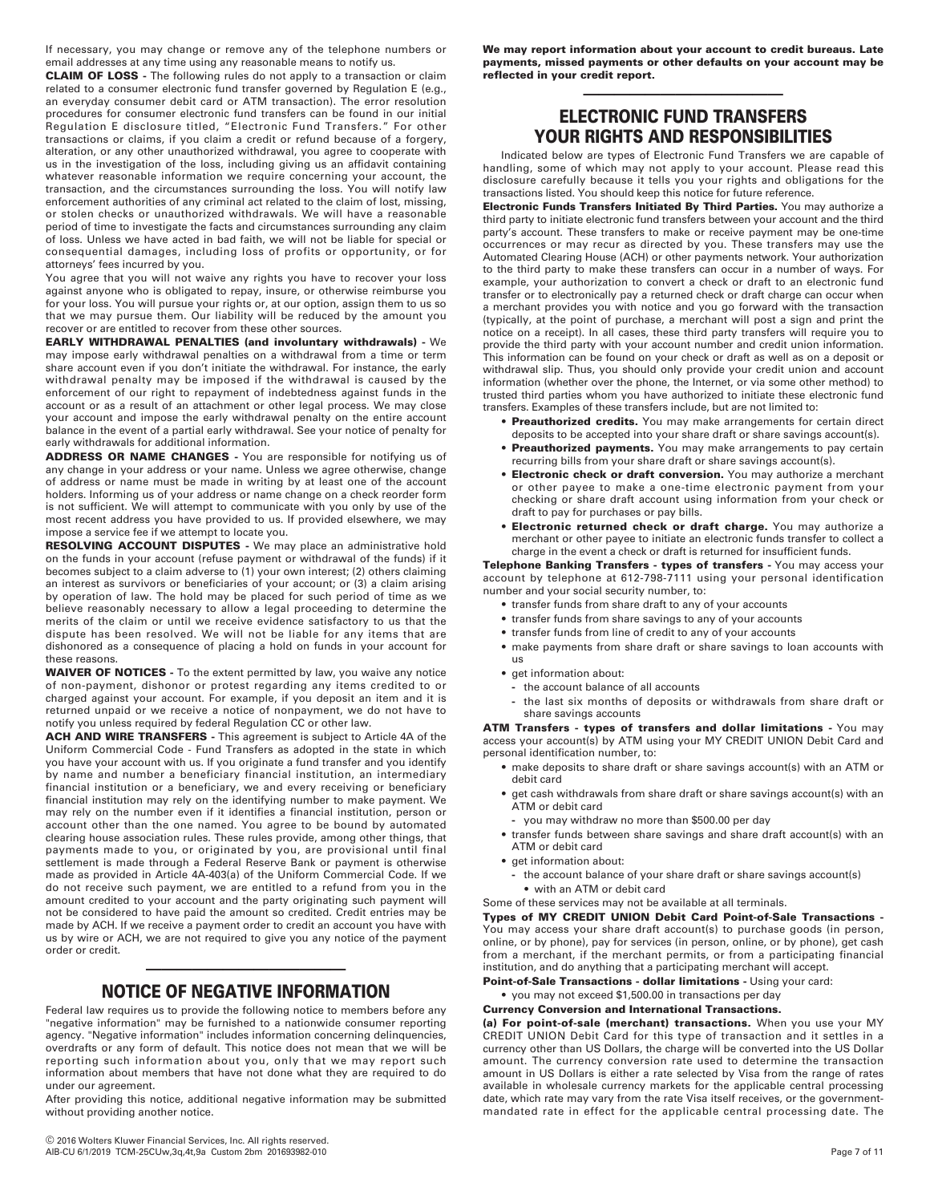If necessary, you may change or remove any of the telephone numbers or email addresses at any time using any reasonable means to notify us.

**CLAIM OF LOSS -** The following rules do not apply to a transaction or claim related to a consumer electronic fund transfer governed by Regulation E (e.g., an everyday consumer debit card or ATM transaction). The error resolution procedures for consumer electronic fund transfers can be found in our initial Regulation E disclosure titled, "Electronic Fund Transfers." For other transactions or claims, if you claim a credit or refund because of a forgery, alteration, or any other unauthorized withdrawal, you agree to cooperate with us in the investigation of the loss, including giving us an affidavit containing whatever reasonable information we require concerning your account, the transaction, and the circumstances surrounding the loss. You will notify law enforcement authorities of any criminal act related to the claim of lost, missing, or stolen checks or unauthorized withdrawals. We will have a reasonable period of time to investigate the facts and circumstances surrounding any claim of loss. Unless we have acted in bad faith, we will not be liable for special or consequential damages, including loss of profits or opportunity, or for attorneys' fees incurred by you.

You agree that you will not waive any rights you have to recover your loss against anyone who is obligated to repay, insure, or otherwise reimburse you for your loss. You will pursue your rights or, at our option, assign them to us so that we may pursue them. Our liability will be reduced by the amount you recover or are entitled to recover from these other sources.

**EARLY WITHDRAWAL PENALTIES (and involuntary withdrawals) -** We may impose early withdrawal penalties on a withdrawal from a time or term share account even if you don't initiate the withdrawal. For instance, the early withdrawal penalty may be imposed if the withdrawal is caused by the enforcement of our right to repayment of indebtedness against funds in the account or as a result of an attachment or other legal process. We may close your account and impose the early withdrawal penalty on the entire account balance in the event of a partial early withdrawal. See your notice of penalty for early withdrawals for additional information.

**ADDRESS OR NAME CHANGES -** You are responsible for notifying us of any change in your address or your name. Unless we agree otherwise, change of address or name must be made in writing by at least one of the account holders. Informing us of your address or name change on a check reorder form is not sufficient. We will attempt to communicate with you only by use of the most recent address you have provided to us. If provided elsewhere, we may impose a service fee if we attempt to locate you.

**RESOLVING ACCOUNT DISPUTES -** We may place an administrative hold on the funds in your account (refuse payment or withdrawal of the funds) if it becomes subject to a claim adverse to (1) your own interest; (2) others claiming an interest as survivors or beneficiaries of your account; or (3) a claim arising by operation of law. The hold may be placed for such period of time as we believe reasonably necessary to allow a legal proceeding to determine the merits of the claim or until we receive evidence satisfactory to us that the dispute has been resolved. We will not be liable for any items that are dishonored as a consequence of placing a hold on funds in your account for these reasons.

**WAIVER OF NOTICES -** To the extent permitted by law, you waive any notice of non-payment, dishonor or protest regarding any items credited to or charged against your account. For example, if you deposit an item and it is returned unpaid or we receive a notice of nonpayment, we do not have to notify you unless required by federal Regulation CC or other law.

**ACH AND WIRE TRANSFERS -** This agreement is subject to Article 4A of the Uniform Commercial Code - Fund Transfers as adopted in the state in which you have your account with us. If you originate a fund transfer and you identify by name and number a beneficiary financial institution, an intermediary financial institution or a beneficiary, we and every receiving or beneficiary financial institution may rely on the identifying number to make payment. We may rely on the number even if it identifies a financial institution, person or account other than the one named. You agree to be bound by automated clearing house association rules. These rules provide, among other things, that payments made to you, or originated by you, are provisional until final settlement is made through a Federal Reserve Bank or payment is otherwise made as provided in Article 4A-403(a) of the Uniform Commercial Code. If we do not receive such payment, we are entitled to a refund from you in the amount credited to your account and the party originating such payment will not be considered to have paid the amount so credited. Credit entries may be made by ACH. If we receive a payment order to credit an account you have with us by wire or ACH, we are not required to give you any notice of the payment order or credit.

## NOTICE OF NEGATIVE INFORMATION

Federal law requires us to provide the following notice to members before any "negative information" may be furnished to a nationwide consumer reporting agency. "Negative information" includes information concerning delinquencies, overdrafts or any form of default. This notice does not mean that we will be reporting such information about you, only that we may report such information about members that have not done what they are required to do under our agreement.

After providing this notice, additional negative information may be submitted without providing another notice.

**We may report information about your account to credit bureaus. Late payments, missed payments or other defaults on your account may be reflected in your credit report.**

## ELECTRONIC FUND TRANSFERS YOUR RIGHTS AND RESPONSIBILITIES

Indicated below are types of Electronic Fund Transfers we are capable of handling, some of which may not apply to your account. Please read this disclosure carefully because it tells you your rights and obligations for the transactions listed. You should keep this notice for future reference.

**Electronic Funds Transfers Initiated By Third Parties.** You may authorize a third party to initiate electronic fund transfers between your account and the third party's account. These transfers to make or receive payment may be one-time occurrences or may recur as directed by you. These transfers may use the Automated Clearing House (ACH) or other payments network. Your authorization to the third party to make these transfers can occur in a number of ways. For example, your authorization to convert a check or draft to an electronic fund transfer or to electronically pay a returned check or draft charge can occur when a merchant provides you with notice and you go forward with the transaction (typically, at the point of purchase, a merchant will post a sign and print the notice on a receipt). In all cases, these third party transfers will require you to provide the third party with your account number and credit union information. This information can be found on your check or draft as well as on a deposit or withdrawal slip. Thus, you should only provide your credit union and account information (whether over the phone, the Internet, or via some other method) to trusted third parties whom you have authorized to initiate these electronic fund transfers. Examples of these transfers include, but are not limited to:

- **Preauthorized credits.** You may make arrangements for certain direct deposits to be accepted into your share draft or share savings account(s).
- **Preauthorized payments.** You may make arrangements to pay certain recurring bills from your share draft or share savings account(s).
- **Electronic check or draft conversion.** You may authorize a merchant or other payee to make a one-time electronic payment from your checking or share draft account using information from your check or draft to pay for purchases or pay bills.
- **Electronic returned check or draft charge.** You may authorize a merchant or other payee to initiate an electronic funds transfer to collect a charge in the event a check or draft is returned for insufficient funds.

**Telephone Banking Transfers - types of transfers -** You may access your account by telephone at 612-798-7111 using your personal identification number and your social security number, to:

- transfer funds from share draft to any of your accounts
- transfer funds from share savings to any of your accounts
- transfer funds from line of credit to any of your accounts
- make payments from share draft or share savings to loan accounts with us
- get information about:
  - the account balance of all accounts
  - the last six months of deposits or withdrawals from share draft or share savings accounts

**ATM Transfers - types of transfers and dollar limitations -** You may access your account(s) by ATM using your MY CREDIT UNION Debit Card and personal identification number, to:

- make deposits to share draft or share savings account(s) with an ATM or debit card
- get cash withdrawals from share draft or share savings account(s) with an ATM or debit card
  - you may withdraw no more than $500.00 per day
- transfer funds between share savings and share draft account(s) with an ATM or debit card
- get information about:
  - the account balance of your share draft or share savings account(s)
    - with an ATM or debit card

Some of these services may not be available at all terminals.

**Types of MY CREDIT UNION Debit Card Point-of-Sale Transactions -** You may access your share draft account(s) to purchase goods (in person, online, or by phone), pay for services (in person, online, or by phone), get cash from a merchant, if the merchant permits, or from a participating financial institution, and do anything that a participating merchant will accept.

**Point-of-Sale Transactions - dollar limitations -** Using your card:

- you may not exceed $1,500.00 in transactions per day

**Currency Conversion and International Transactions.**

**(a) For point-of-sale (merchant) transactions.** When you use your MY CREDIT UNION Debit Card for this type of transaction and it settles in a currency other than US Dollars, the charge will be converted into the US Dollar amount. The currency conversion rate used to determine the transaction amount in US Dollars is either a rate selected by Visa from the range of rates available in wholesale currency markets for the applicable central processing date, which rate may vary from the rate Visa itself receives, or the government-mandated rate in effect for the applicable central processing date. The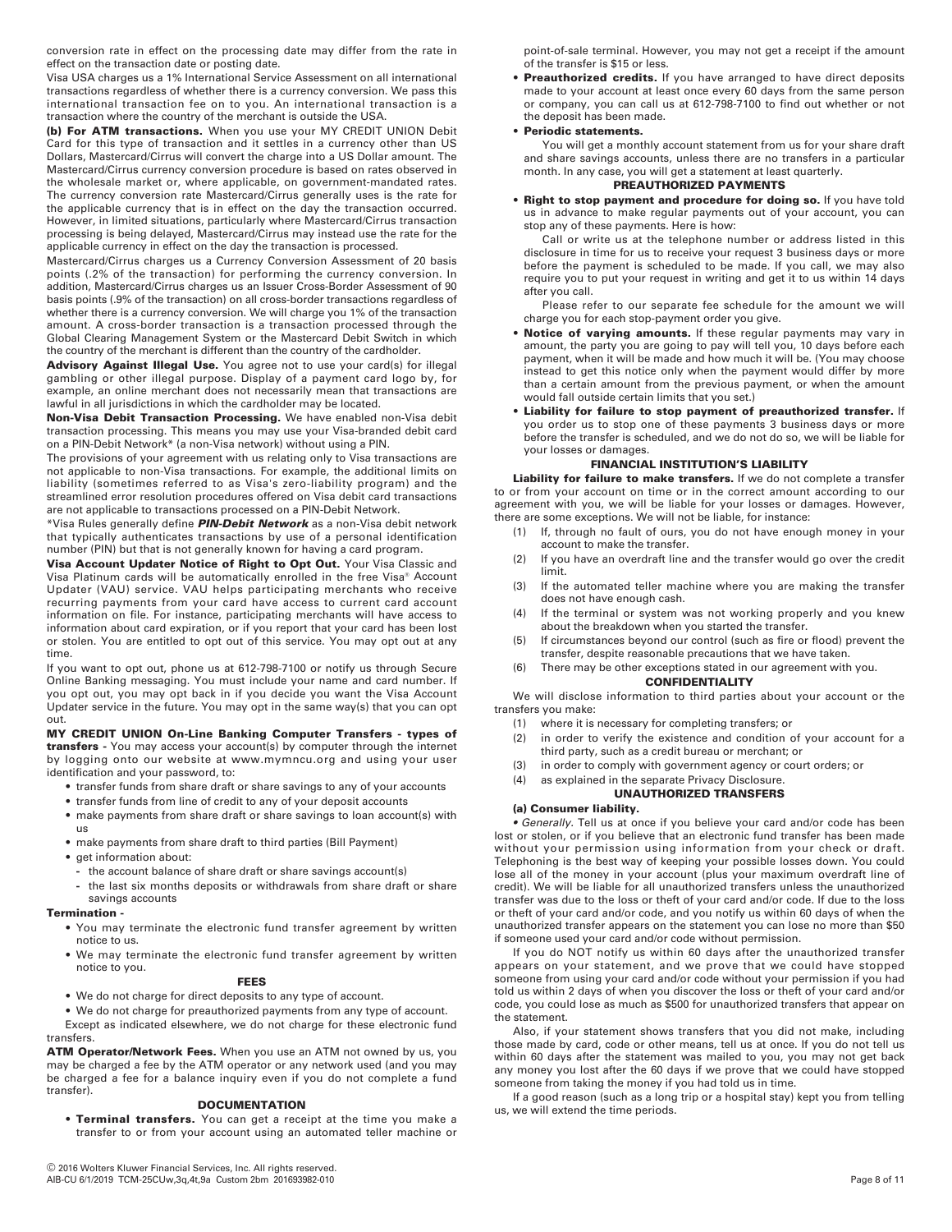conversion rate in effect on the processing date may differ from the rate in effect on the transaction date or posting date.

Visa USA charges us a 1% International Service Assessment on all international transactions regardless of whether there is a currency conversion. We pass this international transaction fee on to you. An international transaction is a transaction where the country of the merchant is outside the USA.

**(b) For ATM transactions.** When you use your MY CREDIT UNION Debit Card for this type of transaction and it settles in a currency other than US Dollars, Mastercard/Cirrus will convert the charge into a US Dollar amount. The Mastercard/Cirrus currency conversion procedure is based on rates observed in the wholesale market or, where applicable, on government-mandated rates. The currency conversion rate Mastercard/Cirrus generally uses is the rate for the applicable currency that is in effect on the day the transaction occurred. However, in limited situations, particularly where Mastercard/Cirrus transaction processing is being delayed, Mastercard/Cirrus may instead use the rate for the applicable currency in effect on the day the transaction is processed.

Mastercard/Cirrus charges us a Currency Conversion Assessment of 20 basis points (.2% of the transaction) for performing the currency conversion. In addition, Mastercard/Cirrus charges us an Issuer Cross-Border Assessment of 90 basis points (.9% of the transaction) on all cross-border transactions regardless of whether there is a currency conversion. We will charge you 1% of the transaction amount. A cross-border transaction is a transaction processed through the Global Clearing Management System or the Mastercard Debit Switch in which the country of the merchant is different than the country of the cardholder.

**Advisory Against Illegal Use.** You agree not to use your card(s) for illegal gambling or other illegal purpose. Display of a payment card logo by, for example, an online merchant does not necessarily mean that transactions are lawful in all jurisdictions in which the cardholder may be located.

**Non-Visa Debit Transaction Processing.** We have enabled non-Visa debit transaction processing. This means you may use your Visa-branded debit card on a PIN-Debit Network* (a non-Visa network) without using a PIN.

The provisions of your agreement with us relating only to Visa transactions are not applicable to non-Visa transactions. For example, the additional limits on liability (sometimes referred to as Visa's zero-liability program) and the streamlined error resolution procedures offered on Visa debit card transactions are not applicable to transactions processed on a PIN-Debit Network.

*Visa Rules generally define ***PIN-Debit Network*** as a non-Visa debit network that typically authenticates transactions by use of a personal identification number (PIN) but that is not generally known for having a card program.

**Visa Account Updater Notice of Right to Opt Out.** Your Visa Classic and Visa Platinum cards will be automatically enrolled in the free Visa® Account Updater (VAU) service. VAU helps participating merchants who receive recurring payments from your card have access to current card account information on file. For instance, participating merchants will have access to information about card expiration, or if you report that your card has been lost or stolen. You are entitled to opt out of this service. You may opt out at any time.

If you want to opt out, phone us at 612-798-7100 or notify us through Secure Online Banking messaging. You must include your name and card number. If you opt out, you may opt back in if you decide you want the Visa Account Updater service in the future. You may opt in the same way(s) that you can opt out.

**MY CREDIT UNION On-Line Banking Computer Transfers - types of transfers -** You may access your account(s) by computer through the internet by logging onto our website at www.mymncu.org and using your user identification and your password, to:

- transfer funds from share draft or share savings to any of your accounts
- transfer funds from line of credit to any of your deposit accounts
- make payments from share draft or share savings to loan account(s) with us
- make payments from share draft to third parties (Bill Payment)
- get information about:
  - the account balance of share draft or share savings account(s)
  - the last six months deposits or withdrawals from share draft or share savings accounts

**Termination -**

- You may terminate the electronic fund transfer agreement by written notice to us.
- We may terminate the electronic fund transfer agreement by written notice to you.

### FEES

- We do not charge for direct deposits to any type of account.
- We do not charge for preauthorized payments from any type of account.

Except as indicated elsewhere, we do not charge for these electronic fund transfers.

**ATM Operator/Network Fees.** When you use an ATM not owned by us, you may be charged a fee by the ATM operator or any network used (and you may be charged a fee for a balance inquiry even if you do not complete a fund transfer).

### DOCUMENTATION

- **Terminal transfers.** You can get a receipt at the time you make a transfer to or from your account using an automated teller machine or point-of-sale terminal. However, you may not get a receipt if the amount of the transfer is $15 or less.
- **Preauthorized credits.** If you have arranged to have direct deposits made to your account at least once every 60 days from the same person or company, you can call us at 612-798-7100 to find out whether or not the deposit has been made.
- **Periodic statements.**

  You will get a monthly account statement from us for your share draft and share savings accounts, unless there are no transfers in a particular month. In any case, you will get a statement at least quarterly.

### PREAUTHORIZED PAYMENTS

- **Right to stop payment and procedure for doing so.** If you have told us in advance to make regular payments out of your account, you can stop any of these payments. Here is how:

  Call or write us at the telephone number or address listed in this disclosure in time for us to receive your request 3 business days or more before the payment is scheduled to be made. If you call, we may also require you to put your request in writing and get it to us within 14 days after you call.

  Please refer to our separate fee schedule for the amount we will charge you for each stop-payment order you give.
- **Notice of varying amounts.** If these regular payments may vary in amount, the party you are going to pay will tell you, 10 days before each payment, when it will be made and how much it will be. (You may choose instead to get this notice only when the payment would differ by more than a certain amount from the previous payment, or when the amount would fall outside certain limits that you set.)
- **Liability for failure to stop payment of preauthorized transfer.** If you order us to stop one of these payments 3 business days or more before the transfer is scheduled, and we do not do so, we will be liable for your losses or damages.

### FINANCIAL INSTITUTION'S LIABILITY

**Liability for failure to make transfers.** If we do not complete a transfer to or from your account on time or in the correct amount according to our agreement with you, we will be liable for your losses or damages. However, there are some exceptions. We will not be liable, for instance:

(1) If, through no fault of ours, you do not have enough money in your account to make the transfer.
(2) If you have an overdraft line and the transfer would go over the credit limit.
(3) If the automated teller machine where you are making the transfer does not have enough cash.
(4) If the terminal or system was not working properly and you knew about the breakdown when you started the transfer.
(5) If circumstances beyond our control (such as fire or flood) prevent the transfer, despite reasonable precautions that we have taken.
(6) There may be other exceptions stated in our agreement with you.

### CONFIDENTIALITY

We will disclose information to third parties about your account or the transfers you make:

(1) where it is necessary for completing transfers; or
(2) in order to verify the existence and condition of your account for a third party, such as a credit bureau or merchant; or
(3) in order to comply with government agency or court orders; or
(4) as explained in the separate Privacy Disclosure.

### UNAUTHORIZED TRANSFERS

**(a) Consumer liability.**

*• Generally.* Tell us at once if you believe your card and/or code has been lost or stolen, or if you believe that an electronic fund transfer has been made without your permission using information from your check or draft. Telephoning is the best way of keeping your possible losses down. You could lose all of the money in your account (plus your maximum overdraft line of credit). We will be liable for all unauthorized transfers unless the unauthorized transfer was due to the loss or theft of your card and/or code. If due to the loss or theft of your card and/or code, and you notify us within 60 days of when the unauthorized transfer appears on the statement you can lose no more than $50 if someone used your card and/or code without permission.

If you do NOT notify us within 60 days after the unauthorized transfer appears on your statement, and we prove that we could have stopped someone from using your card and/or code without your permission if you had told us within 2 days of when you discover the loss or theft of your card and/or code, you could lose as much as $500 for unauthorized transfers that appear on the statement.

Also, if your statement shows transfers that you did not make, including those made by card, code or other means, tell us at once. If you do not tell us within 60 days after the statement was mailed to you, you may not get back any money you lost after the 60 days if we prove that we could have stopped someone from taking the money if you had told us in time.

If a good reason (such as a long trip or a hospital stay) kept you from telling us, we will extend the time periods.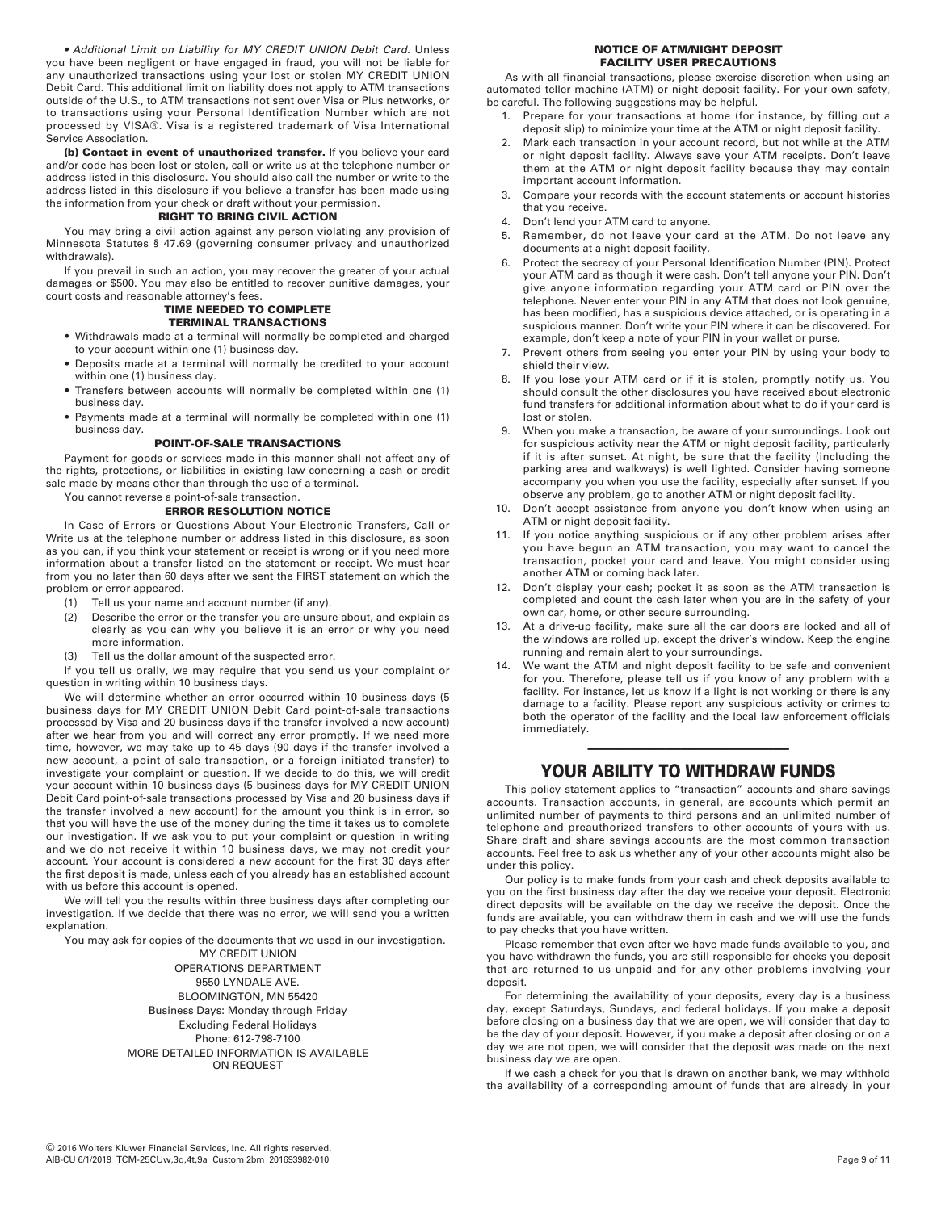• *Additional Limit on Liability for MY CREDIT UNION Debit Card.* Unless you have been negligent or have engaged in fraud, you will not be liable for any unauthorized transactions using your lost or stolen MY CREDIT UNION Debit Card. This additional limit on liability does not apply to ATM transactions outside of the U.S., to ATM transactions not sent over Visa or Plus networks, or to transactions using your Personal Identification Number which are not processed by VISA®. Visa is a registered trademark of Visa International Service Association.

**(b) Contact in event of unauthorized transfer.** If you believe your card and/or code has been lost or stolen, call or write us at the telephone number or address listed in this disclosure. You should also call the number or write to the address listed in this disclosure if you believe a transfer has been made using the information from your check or draft without your permission.

#### RIGHT TO BRING CIVIL ACTION

You may bring a civil action against any person violating any provision of Minnesota Statutes § 47.69 (governing consumer privacy and unauthorized withdrawals).

If you prevail in such an action, you may recover the greater of your actual damages or $500. You may also be entitled to recover punitive damages, your court costs and reasonable attorney's fees.

#### TIME NEEDED TO COMPLETE TERMINAL TRANSACTIONS

- Withdrawals made at a terminal will normally be completed and charged to your account within one (1) business day.
- Deposits made at a terminal will normally be credited to your account within one (1) business day.
- Transfers between accounts will normally be completed within one (1) business day.
- Payments made at a terminal will normally be completed within one (1) business day.

#### POINT-OF-SALE TRANSACTIONS

Payment for goods or services made in this manner shall not affect any of the rights, protections, or liabilities in existing law concerning a cash or credit sale made by means other than through the use of a terminal.

You cannot reverse a point-of-sale transaction.

#### ERROR RESOLUTION NOTICE

In Case of Errors or Questions About Your Electronic Transfers, Call or Write us at the telephone number or address listed in this disclosure, as soon as you can, if you think your statement or receipt is wrong or if you need more information about a transfer listed on the statement or receipt. We must hear from you no later than 60 days after we sent the FIRST statement on which the problem or error appeared.

(1) Tell us your name and account number (if any).

(2) Describe the error or the transfer you are unsure about, and explain as clearly as you can why you believe it is an error or why you need more information.

(3) Tell us the dollar amount of the suspected error.

If you tell us orally, we may require that you send us your complaint or question in writing within 10 business days.

We will determine whether an error occurred within 10 business days (5 business days for MY CREDIT UNION Debit Card point-of-sale transactions processed by Visa and 20 business days if the transfer involved a new account) after we hear from you and will correct any error promptly. If we need more time, however, we may take up to 45 days (90 days if the transfer involved a new account, a point-of-sale transaction, or a foreign-initiated transfer) to investigate your complaint or question. If we decide to do this, we will credit your account within 10 business days (5 business days for MY CREDIT UNION Debit Card point-of-sale transactions processed by Visa and 20 business days if the transfer involved a new account) for the amount you think is in error, so that you will have the use of the money during the time it takes us to complete our investigation. If we ask you to put your complaint or question in writing and we do not receive it within 10 business days, we may not credit your account. Your account is considered a new account for the first 30 days after the first deposit is made, unless each of you already has an established account with us before this account is opened.

We will tell you the results within three business days after completing our investigation. If we decide that there was no error, we will send you a written explanation.

You may ask for copies of the documents that we used in our investigation.

MY CREDIT UNION
OPERATIONS DEPARTMENT
9550 LYNDALE AVE.
BLOOMINGTON, MN 55420
Business Days: Monday through Friday
Excluding Federal Holidays
Phone: 612-798-7100
MORE DETAILED INFORMATION IS AVAILABLE ON REQUEST

#### NOTICE OF ATM/NIGHT DEPOSIT FACILITY USER PRECAUTIONS

As with all financial transactions, please exercise discretion when using an automated teller machine (ATM) or night deposit facility. For your own safety, be careful. The following suggestions may be helpful.

1. Prepare for your transactions at home (for instance, by filling out a deposit slip) to minimize your time at the ATM or night deposit facility.
2. Mark each transaction in your account record, but not while at the ATM or night deposit facility. Always save your ATM receipts. Don't leave them at the ATM or night deposit facility because they may contain important account information.
3. Compare your records with the account statements or account histories that you receive.
4. Don't lend your ATM card to anyone.
5. Remember, do not leave your card at the ATM. Do not leave any documents at a night deposit facility.
6. Protect the secrecy of your Personal Identification Number (PIN). Protect your ATM card as though it were cash. Don't tell anyone your PIN. Don't give anyone information regarding your ATM card or PIN over the telephone. Never enter your PIN in any ATM that does not look genuine, has been modified, has a suspicious device attached, or is operating in a suspicious manner. Don't write your PIN where it can be discovered. For example, don't keep a note of your PIN in your wallet or purse.
7. Prevent others from seeing you enter your PIN by using your body to shield their view.
8. If you lose your ATM card or if it is stolen, promptly notify us. You should consult the other disclosures you have received about electronic fund transfers for additional information about what to do if your card is lost or stolen.
9. When you make a transaction, be aware of your surroundings. Look out for suspicious activity near the ATM or night deposit facility, particularly if it is after sunset. At night, be sure that the facility (including the parking area and walkways) is well lighted. Consider having someone accompany you when you use the facility, especially after sunset. If you observe any problem, go to another ATM or night deposit facility.
10. Don't accept assistance from anyone you don't know when using an ATM or night deposit facility.
11. If you notice anything suspicious or if any other problem arises after you have begun an ATM transaction, you may want to cancel the transaction, pocket your card and leave. You might consider using another ATM or coming back later.
12. Don't display your cash; pocket it as soon as the ATM transaction is completed and count the cash later when you are in the safety of your own car, home, or other secure surrounding.
13. At a drive-up facility, make sure all the car doors are locked and all of the windows are rolled up, except the driver's window. Keep the engine running and remain alert to your surroundings.
14. We want the ATM and night deposit facility to be safe and convenient for you. Therefore, please tell us if you know of any problem with a facility. For instance, let us know if a light is not working or there is any damage to a facility. Please report any suspicious activity or crimes to both the operator of the facility and the local law enforcement officials immediately.

## YOUR ABILITY TO WITHDRAW FUNDS

This policy statement applies to "transaction" accounts and share savings accounts. Transaction accounts, in general, are accounts which permit an unlimited number of payments to third persons and an unlimited number of telephone and preauthorized transfers to other accounts of yours with us. Share draft and share savings accounts are the most common transaction accounts. Feel free to ask us whether any of your other accounts might also be under this policy.

Our policy is to make funds from your cash and check deposits available to you on the first business day after the day we receive your deposit. Electronic direct deposits will be available on the day we receive the deposit. Once the funds are available, you can withdraw them in cash and we will use the funds to pay checks that you have written.

Please remember that even after we have made funds available to you, and you have withdrawn the funds, you are still responsible for checks you deposit that are returned to us unpaid and for any other problems involving your deposit.

For determining the availability of your deposits, every day is a business day, except Saturdays, Sundays, and federal holidays. If you make a deposit before closing on a business day that we are open, we will consider that day to be the day of your deposit. However, if you make a deposit after closing or on a day we are not open, we will consider that the deposit was made on the next business day we are open.

If we cash a check for you that is drawn on another bank, we may withhold the availability of a corresponding amount of funds that are already in your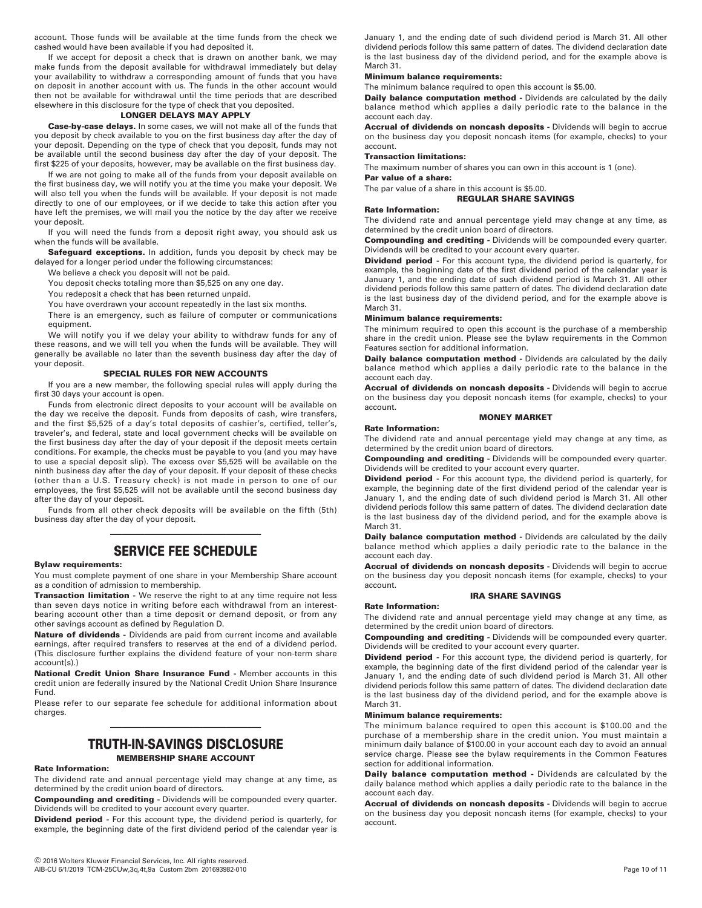account. Those funds will be available at the time funds from the check we cashed would have been available if you had deposited it.

If we accept for deposit a check that is drawn on another bank, we may make funds from the deposit available for withdrawal immediately but delay your availability to withdraw a corresponding amount of funds that you have on deposit in another account with us. The funds in the other account would then not be available for withdrawal until the time periods that are described elsewhere in this disclosure for the type of check that you deposited.

#### LONGER DELAYS MAY APPLY

**Case-by-case delays.** In some cases, we will not make all of the funds that you deposit by check available to you on the first business day after the day of your deposit. Depending on the type of check that you deposit, funds may not be available until the second business day after the day of your deposit. The first $225 of your deposits, however, may be available on the first business day.

If we are not going to make all of the funds from your deposit available on the first business day, we will notify you at the time you make your deposit. We will also tell you when the funds will be available. If your deposit is not made directly to one of our employees, or if we decide to take this action after you have left the premises, we will mail you the notice by the day after we receive your deposit.

If you will need the funds from a deposit right away, you should ask us when the funds will be available.

**Safeguard exceptions.** In addition, funds you deposit by check may be delayed for a longer period under the following circumstances:

We believe a check you deposit will not be paid.

You deposit checks totaling more than $5,525 on any one day.

You redeposit a check that has been returned unpaid.

You have overdrawn your account repeatedly in the last six months.

There is an emergency, such as failure of computer or communications equipment.

We will notify you if we delay your ability to withdraw funds for any of these reasons, and we will tell you when the funds will be available. They will generally be available no later than the seventh business day after the day of your deposit.

#### SPECIAL RULES FOR NEW ACCOUNTS

If you are a new member, the following special rules will apply during the first 30 days your account is open.

Funds from electronic direct deposits to your account will be available on the day we receive the deposit. Funds from deposits of cash, wire transfers, and the first $5,525 of a day's total deposits of cashier's, certified, teller's, traveler's, and federal, state and local government checks will be available on the first business day after the day of your deposit if the deposit meets certain conditions. For example, the checks must be payable to you (and you may have to use a special deposit slip). The excess over $5,525 will be available on the ninth business day after the day of your deposit. If your deposit of these checks (other than a U.S. Treasury check) is not made in person to one of our employees, the first $5,525 will not be available until the second business day after the day of your deposit.

Funds from all other check deposits will be available on the fifth (5th) business day after the day of your deposit.

## SERVICE FEE SCHEDULE

**Bylaw requirements:**

You must complete payment of one share in your Membership Share account as a condition of admission to membership.

**Transaction limitation -** We reserve the right to at any time require not less than seven days notice in writing before each withdrawal from an interest-bearing account other than a time deposit or demand deposit, or from any other savings account as defined by Regulation D.

**Nature of dividends -** Dividends are paid from current income and available earnings, after required transfers to reserves at the end of a dividend period. (This disclosure further explains the dividend feature of your non-term share account(s).)

**National Credit Union Share Insurance Fund -** Member accounts in this credit union are federally insured by the National Credit Union Share Insurance Fund.

Please refer to our separate fee schedule for additional information about charges.

## TRUTH-IN-SAVINGS DISCLOSURE

#### MEMBERSHIP SHARE ACCOUNT

**Rate Information:**

The dividend rate and annual percentage yield may change at any time, as determined by the credit union board of directors.

**Compounding and crediting -** Dividends will be compounded every quarter. Dividends will be credited to your account every quarter.

**Dividend period -** For this account type, the dividend period is quarterly, for example, the beginning date of the first dividend period of the calendar year is January 1, and the ending date of such dividend period is March 31. All other dividend periods follow this same pattern of dates. The dividend declaration date is the last business day of the dividend period, and for the example above is March 31.

**Minimum balance requirements:**

The minimum balance required to open this account is $5.00.

**Daily balance computation method -** Dividends are calculated by the daily balance method which applies a daily periodic rate to the balance in the account each day.

**Accrual of dividends on noncash deposits -** Dividends will begin to accrue on the business day you deposit noncash items (for example, checks) to your account.

**Transaction limitations:**

The maximum number of shares you can own in this account is 1 (one).

**Par value of a share:**

The par value of a share in this account is $5.00.

#### REGULAR SHARE SAVINGS

**Rate Information:**

The dividend rate and annual percentage yield may change at any time, as determined by the credit union board of directors.

**Compounding and crediting -** Dividends will be compounded every quarter. Dividends will be credited to your account every quarter.

**Dividend period -** For this account type, the dividend period is quarterly, for example, the beginning date of the first dividend period of the calendar year is January 1, and the ending date of such dividend period is March 31. All other dividend periods follow this same pattern of dates. The dividend declaration date is the last business day of the dividend period, and for the example above is March 31.

**Minimum balance requirements:**

The minimum required to open this account is the purchase of a membership share in the credit union. Please see the bylaw requirements in the Common Features section for additional information.

**Daily balance computation method -** Dividends are calculated by the daily balance method which applies a daily periodic rate to the balance in the account each day.

**Accrual of dividends on noncash deposits -** Dividends will begin to accrue on the business day you deposit noncash items (for example, checks) to your account.

#### MONEY MARKET

**Rate Information:**

The dividend rate and annual percentage yield may change at any time, as determined by the credit union board of directors.

**Compounding and crediting -** Dividends will be compounded every quarter. Dividends will be credited to your account every quarter.

**Dividend period -** For this account type, the dividend period is quarterly, for example, the beginning date of the first dividend period of the calendar year is January 1, and the ending date of such dividend period is March 31. All other dividend periods follow this same pattern of dates. The dividend declaration date is the last business day of the dividend period, and for the example above is March 31.

**Daily balance computation method -** Dividends are calculated by the daily balance method which applies a daily periodic rate to the balance in the account each day.

**Accrual of dividends on noncash deposits -** Dividends will begin to accrue on the business day you deposit noncash items (for example, checks) to your account.

#### IRA SHARE SAVINGS

**Rate Information:**

The dividend rate and annual percentage yield may change at any time, as determined by the credit union board of directors.

**Compounding and crediting -** Dividends will be compounded every quarter. Dividends will be credited to your account every quarter.

**Dividend period -** For this account type, the dividend period is quarterly, for example, the beginning date of the first dividend period of the calendar year is January 1, and the ending date of such dividend period is March 31. All other dividend periods follow this same pattern of dates. The dividend declaration date is the last business day of the dividend period, and for the example above is March 31.

**Minimum balance requirements:**

The minimum balance required to open this account is $100.00 and the purchase of a membership share in the credit union. You must maintain a minimum daily balance of $100.00 in your account each day to avoid an annual service charge. Please see the bylaw requirements in the Common Features section for additional information.

**Daily balance computation method -** Dividends are calculated by the daily balance method which applies a daily periodic rate to the balance in the account each day.

**Accrual of dividends on noncash deposits -** Dividends will begin to accrue on the business day you deposit noncash items (for example, checks) to your account.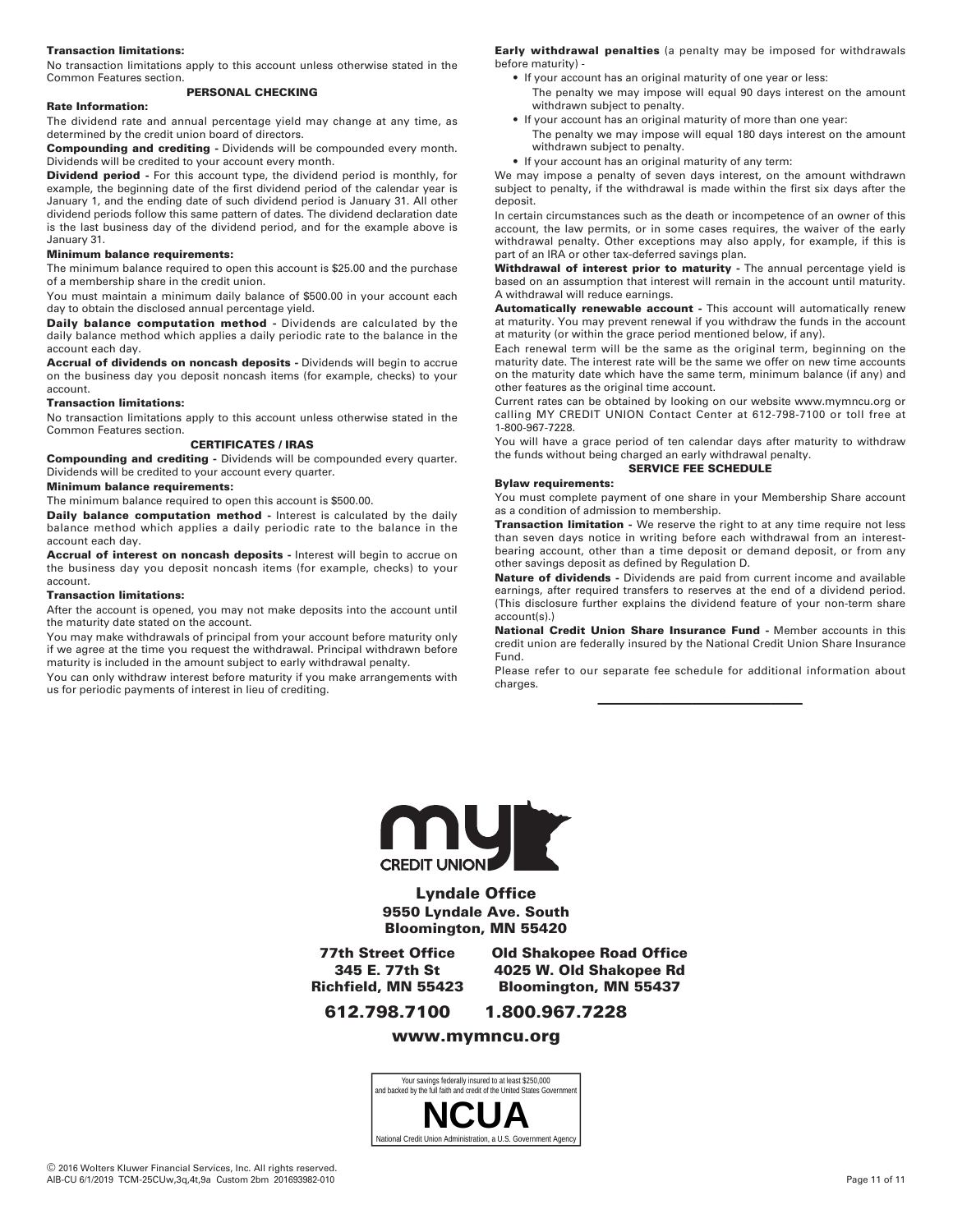**Transaction limitations:**

No transaction limitations apply to this account unless otherwise stated in the Common Features section.

### PERSONAL CHECKING

**Rate Information:**

The dividend rate and annual percentage yield may change at any time, as determined by the credit union board of directors.

**Compounding and crediting -** Dividends will be compounded every month. Dividends will be credited to your account every month.

**Dividend period -** For this account type, the dividend period is monthly, for example, the beginning date of the first dividend period of the calendar year is January 1, and the ending date of such dividend period is January 31. All other dividend periods follow this same pattern of dates. The dividend declaration date is the last business day of the dividend period, and for the example above is January 31.

**Minimum balance requirements:**

The minimum balance required to open this account is $25.00 and the purchase of a membership share in the credit union.

You must maintain a minimum daily balance of $500.00 in your account each day to obtain the disclosed annual percentage yield.

**Daily balance computation method -** Dividends are calculated by the daily balance method which applies a daily periodic rate to the balance in the account each day.

**Accrual of dividends on noncash deposits -** Dividends will begin to accrue on the business day you deposit noncash items (for example, checks) to your account.

**Transaction limitations:**

No transaction limitations apply to this account unless otherwise stated in the Common Features section.

### CERTIFICATES / IRAS

**Compounding and crediting -** Dividends will be compounded every quarter. Dividends will be credited to your account every quarter.

**Minimum balance requirements:**

The minimum balance required to open this account is $500.00.

**Daily balance computation method -** Interest is calculated by the daily balance method which applies a daily periodic rate to the balance in the account each day.

**Accrual of interest on noncash deposits -** Interest will begin to accrue on the business day you deposit noncash items (for example, checks) to your account.

**Transaction limitations:**

After the account is opened, you may not make deposits into the account until the maturity date stated on the account.

You may make withdrawals of principal from your account before maturity only if we agree at the time you request the withdrawal. Principal withdrawn before maturity is included in the amount subject to early withdrawal penalty.

You can only withdraw interest before maturity if you make arrangements with us for periodic payments of interest in lieu of crediting.

**Early withdrawal penalties** (a penalty may be imposed for withdrawals before maturity) -

- If your account has an original maturity of one year or less:
  The penalty we may impose will equal 90 days interest on the amount withdrawn subject to penalty.
- If your account has an original maturity of more than one year:
  The penalty we may impose will equal 180 days interest on the amount withdrawn subject to penalty.
- If your account has an original maturity of any term:

We may impose a penalty of seven days interest, on the amount withdrawn subject to penalty, if the withdrawal is made within the first six days after the deposit.

In certain circumstances such as the death or incompetence of an owner of this account, the law permits, or in some cases requires, the waiver of the early withdrawal penalty. Other exceptions may also apply, for example, if this is part of an IRA or other tax-deferred savings plan.

**Withdrawal of interest prior to maturity -** The annual percentage yield is based on an assumption that interest will remain in the account until maturity. A withdrawal will reduce earnings.

**Automatically renewable account -** This account will automatically renew at maturity. You may prevent renewal if you withdraw the funds in the account at maturity (or within the grace period mentioned below, if any).

Each renewal term will be the same as the original term, beginning on the maturity date. The interest rate will be the same we offer on new time accounts on the maturity date which have the same term, minimum balance (if any) and other features as the original time account.

Current rates can be obtained by looking on our website www.mymncu.org or calling MY CREDIT UNION Contact Center at 612-798-7100 or toll free at 1-800-967-7228.

You will have a grace period of ten calendar days after maturity to withdraw the funds without being charged an early withdrawal penalty.

### SERVICE FEE SCHEDULE

**Bylaw requirements:**

You must complete payment of one share in your Membership Share account as a condition of admission to membership.

**Transaction limitation -** We reserve the right to at any time require not less than seven days notice in writing before each withdrawal from an interest-bearing account, other than a time deposit or demand deposit, or from any other savings deposit as defined by Regulation D.

**Nature of dividends -** Dividends are paid from current income and available earnings, after required transfers to reserves at the end of a dividend period. (This disclosure further explains the dividend feature of your non-term share account(s).)

**National Credit Union Share Insurance Fund -** Member accounts in this credit union are federally insured by the National Credit Union Share Insurance Fund.

Please refer to our separate fee schedule for additional information about charges.

---

my CREDIT UNION

**Lyndale Office**
**9550 Lyndale Ave. South**
**Bloomington, MN 55420**

**77th Street Office**
**345 E. 77th St**
**Richfield, MN 55423**

**Old Shakopee Road Office**
**4025 W. Old Shakopee Rd**
**Bloomington, MN 55437**

**612.798.7100 1.800.967.7228**

**www.mymncu.org**

Your savings federally insured to at least $250,000 and backed by the full faith and credit of the United States Government

NCUA

National Credit Union Administration, a U.S. Government Agency

© 2016 Wolters Kluwer Financial Services, Inc. All rights reserved.
AIB-CU 6/1/2019 TCM-25CUw,3q,4t,9a Custom 2bm 201693982-010